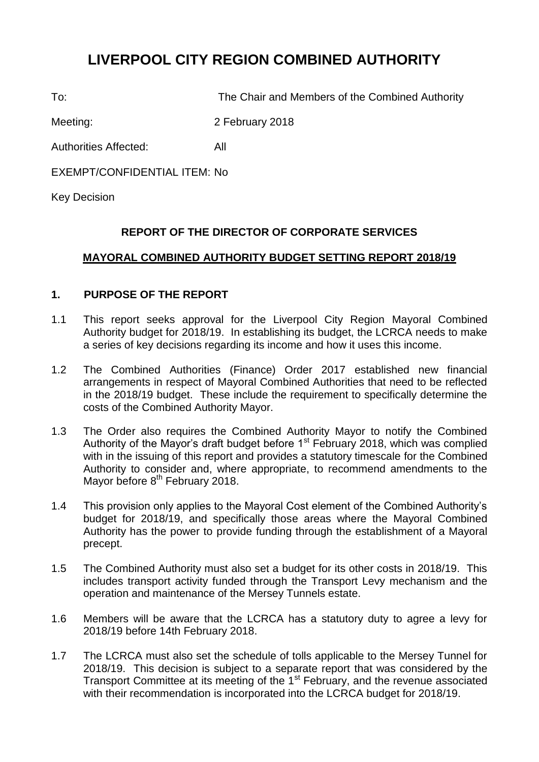# LIVERPOOL CITY REGION COMBINED AUTHORITY

To: The Chair and Members of the Combined Authority

Meeting: 2 February 2018

Authorities Affected: All

EXEMPT/CONFIDENTIAL ITEM: No

Key Decision

## REPORT OF THE DIRECTOR OF CORPORATE SERVICES

## MAYORAL COMBINED AUTHORITY BUDGET SETTING REPORT 2018/19

### 1. PURPOSE OF THE REPORT

1.1 This report seeks approval for the Liverpool City Region Mayoral Combined Authority budget for 2018/19. In establishing its budget, the LCRCA needs to make a series of key decisions regarding its income and how it uses this income.

1.2 The Combined Authorities (Finance) Order 2017 established new financial arrangements in respect of Mayoral Combined Authorities that need to be reflected in the 2018/19 budget. These include the requirement to specifically determine the costs of the Combined Authority Mayor.

1.3 The Order also requires the Combined Authority Mayor to notify the Combined Authority of the Mayor's draft budget before 1st February 2018, which was complied with in the issuing of this report and provides a statutory timescale for the Combined Authority to consider and, where appropriate, to recommend amendments to the Mayor before 8th February 2018.

1.4 This provision only applies to the Mayoral Cost element of the Combined Authority's budget for 2018/19, and specifically those areas where the Mayoral Combined Authority has the power to provide funding through the establishment of a Mayoral precept.

1.5 The Combined Authority must also set a budget for its other costs in 2018/19. This includes transport activity funded through the Transport Levy mechanism and the operation and maintenance of the Mersey Tunnels estate.

1.6 Members will be aware that the LCRCA has a statutory duty to agree a levy for 2018/19 before 14th February 2018.

1.7 The LCRCA must also set the schedule of tolls applicable to the Mersey Tunnel for 2018/19. This decision is subject to a separate report that was considered by the Transport Committee at its meeting of the 1st February, and the revenue associated with their recommendation is incorporated into the LCRCA budget for 2018/19.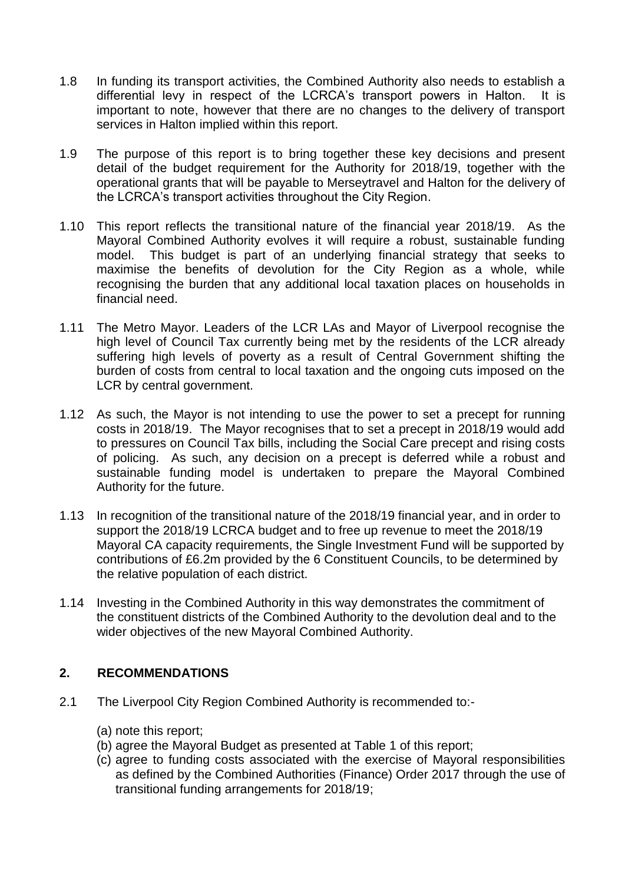1.8 In funding its transport activities, the Combined Authority also needs to establish a differential levy in respect of the LCRCA's transport powers in Halton. It is important to note, however that there are no changes to the delivery of transport services in Halton implied within this report.

1.9 The purpose of this report is to bring together these key decisions and present detail of the budget requirement for the Authority for 2018/19, together with the operational grants that will be payable to Merseytravel and Halton for the delivery of the LCRCA's transport activities throughout the City Region.

1.10 This report reflects the transitional nature of the financial year 2018/19. As the Mayoral Combined Authority evolves it will require a robust, sustainable funding model. This budget is part of an underlying financial strategy that seeks to maximise the benefits of devolution for the City Region as a whole, while recognising the burden that any additional local taxation places on households in financial need.

1.11 The Metro Mayor. Leaders of the LCR LAs and Mayor of Liverpool recognise the high level of Council Tax currently being met by the residents of the LCR already suffering high levels of poverty as a result of Central Government shifting the burden of costs from central to local taxation and the ongoing cuts imposed on the LCR by central government.

1.12 As such, the Mayor is not intending to use the power to set a precept for running costs in 2018/19. The Mayor recognises that to set a precept in 2018/19 would add to pressures on Council Tax bills, including the Social Care precept and rising costs of policing. As such, any decision on a precept is deferred while a robust and sustainable funding model is undertaken to prepare the Mayoral Combined Authority for the future.

1.13 In recognition of the transitional nature of the 2018/19 financial year, and in order to support the 2018/19 LCRCA budget and to free up revenue to meet the 2018/19 Mayoral CA capacity requirements, the Single Investment Fund will be supported by contributions of £6.2m provided by the 6 Constituent Councils, to be determined by the relative population of each district.

1.14 Investing in the Combined Authority in this way demonstrates the commitment of the constituent districts of the Combined Authority to the devolution deal and to the wider objectives of the new Mayoral Combined Authority.

## 2. RECOMMENDATIONS

2.1 The Liverpool City Region Combined Authority is recommended to:-

(a) note this report;
(b) agree the Mayoral Budget as presented at Table 1 of this report;
(c) agree to funding costs associated with the exercise of Mayoral responsibilities as defined by the Combined Authorities (Finance) Order 2017 through the use of transitional funding arrangements for 2018/19;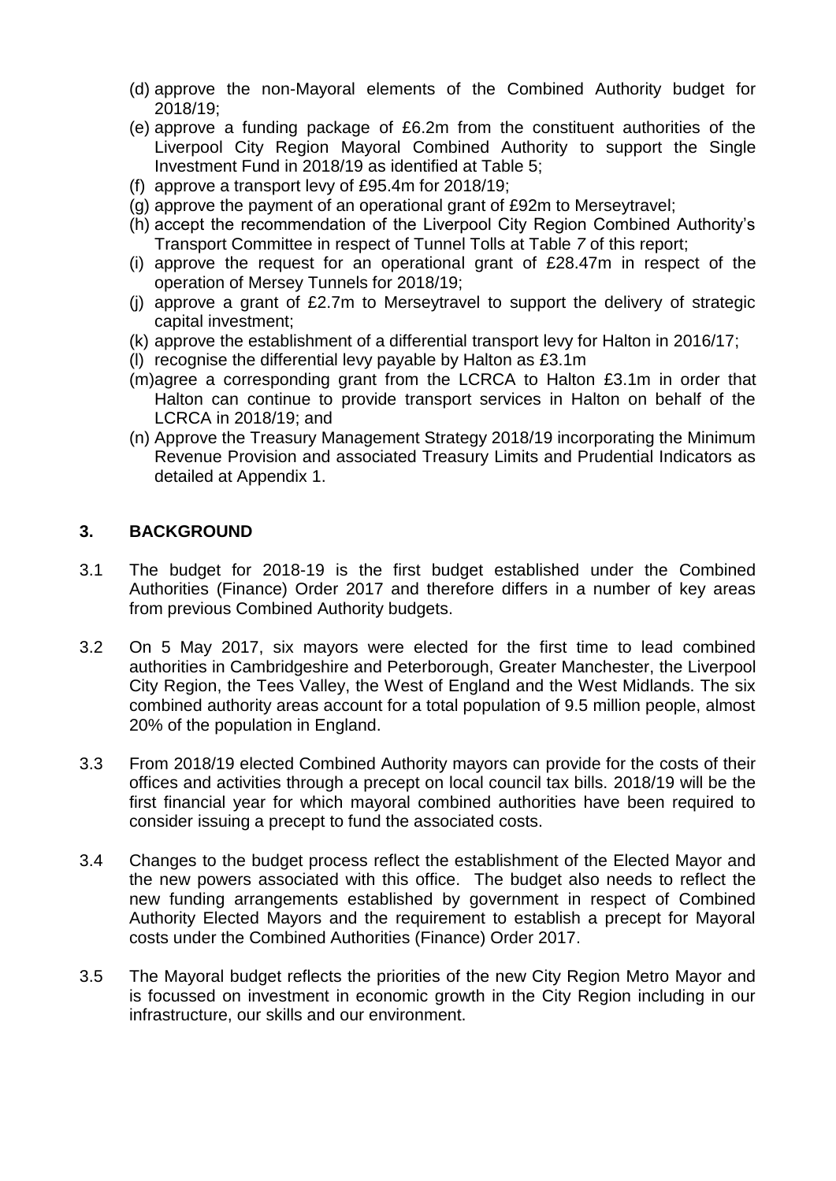(d) approve the non-Mayoral elements of the Combined Authority budget for 2018/19;

(e) approve a funding package of £6.2m from the constituent authorities of the Liverpool City Region Mayoral Combined Authority to support the Single Investment Fund in 2018/19 as identified at Table 5;

(f) approve a transport levy of £95.4m for 2018/19;

(g) approve the payment of an operational grant of £92m to Merseytravel;

(h) accept the recommendation of the Liverpool City Region Combined Authority's Transport Committee in respect of Tunnel Tolls at Table *7* of this report;

(i) approve the request for an operational grant of £28.47m in respect of the operation of Mersey Tunnels for 2018/19;

(j) approve a grant of £2.7m to Merseytravel to support the delivery of strategic capital investment;

(k) approve the establishment of a differential transport levy for Halton in 2016/17;

(l) recognise the differential levy payable by Halton as £3.1m

(m) agree a corresponding grant from the LCRCA to Halton £3.1m in order that Halton can continue to provide transport services in Halton on behalf of the LCRCA in 2018/19; and

(n) Approve the Treasury Management Strategy 2018/19 incorporating the Minimum Revenue Provision and associated Treasury Limits and Prudential Indicators as detailed at Appendix 1.

## 3. BACKGROUND

3.1 The budget for 2018-19 is the first budget established under the Combined Authorities (Finance) Order 2017 and therefore differs in a number of key areas from previous Combined Authority budgets.

3.2 On 5 May 2017, six mayors were elected for the first time to lead combined authorities in Cambridgeshire and Peterborough, Greater Manchester, the Liverpool City Region, the Tees Valley, the West of England and the West Midlands. The six combined authority areas account for a total population of 9.5 million people, almost 20% of the population in England.

3.3 From 2018/19 elected Combined Authority mayors can provide for the costs of their offices and activities through a precept on local council tax bills. 2018/19 will be the first financial year for which mayoral combined authorities have been required to consider issuing a precept to fund the associated costs.

3.4 Changes to the budget process reflect the establishment of the Elected Mayor and the new powers associated with this office. The budget also needs to reflect the new funding arrangements established by government in respect of Combined Authority Elected Mayors and the requirement to establish a precept for Mayoral costs under the Combined Authorities (Finance) Order 2017.

3.5 The Mayoral budget reflects the priorities of the new City Region Metro Mayor and is focussed on investment in economic growth in the City Region including in our infrastructure, our skills and our environment.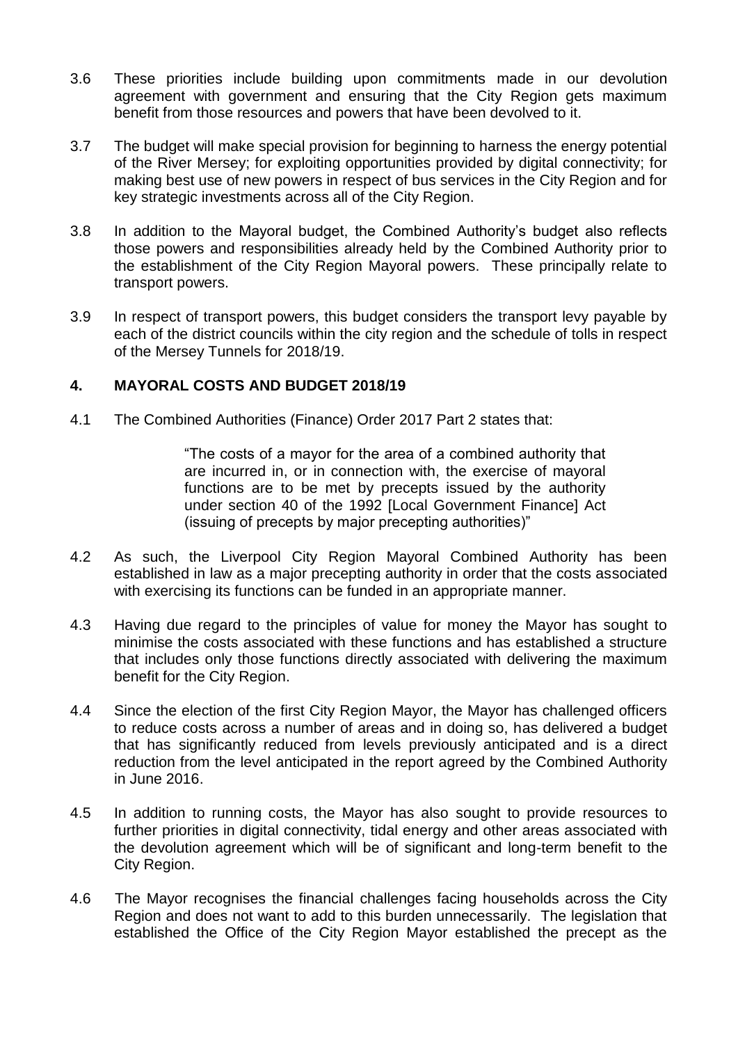3.6 These priorities include building upon commitments made in our devolution agreement with government and ensuring that the City Region gets maximum benefit from those resources and powers that have been devolved to it.

3.7 The budget will make special provision for beginning to harness the energy potential of the River Mersey; for exploiting opportunities provided by digital connectivity; for making best use of new powers in respect of bus services in the City Region and for key strategic investments across all of the City Region.

3.8 In addition to the Mayoral budget, the Combined Authority's budget also reflects those powers and responsibilities already held by the Combined Authority prior to the establishment of the City Region Mayoral powers. These principally relate to transport powers.

3.9 In respect of transport powers, this budget considers the transport levy payable by each of the district councils within the city region and the schedule of tolls in respect of the Mersey Tunnels for 2018/19.

## 4. MAYORAL COSTS AND BUDGET 2018/19

4.1 The Combined Authorities (Finance) Order 2017 Part 2 states that:

> "The costs of a mayor for the area of a combined authority that are incurred in, or in connection with, the exercise of mayoral functions are to be met by precepts issued by the authority under section 40 of the 1992 [Local Government Finance] Act (issuing of precepts by major precepting authorities)"

4.2 As such, the Liverpool City Region Mayoral Combined Authority has been established in law as a major precepting authority in order that the costs associated with exercising its functions can be funded in an appropriate manner.

4.3 Having due regard to the principles of value for money the Mayor has sought to minimise the costs associated with these functions and has established a structure that includes only those functions directly associated with delivering the maximum benefit for the City Region.

4.4 Since the election of the first City Region Mayor, the Mayor has challenged officers to reduce costs across a number of areas and in doing so, has delivered a budget that has significantly reduced from levels previously anticipated and is a direct reduction from the level anticipated in the report agreed by the Combined Authority in June 2016.

4.5 In addition to running costs, the Mayor has also sought to provide resources to further priorities in digital connectivity, tidal energy and other areas associated with the devolution agreement which will be of significant and long-term benefit to the City Region.

4.6 The Mayor recognises the financial challenges facing households across the City Region and does not want to add to this burden unnecessarily. The legislation that established the Office of the City Region Mayor established the precept as the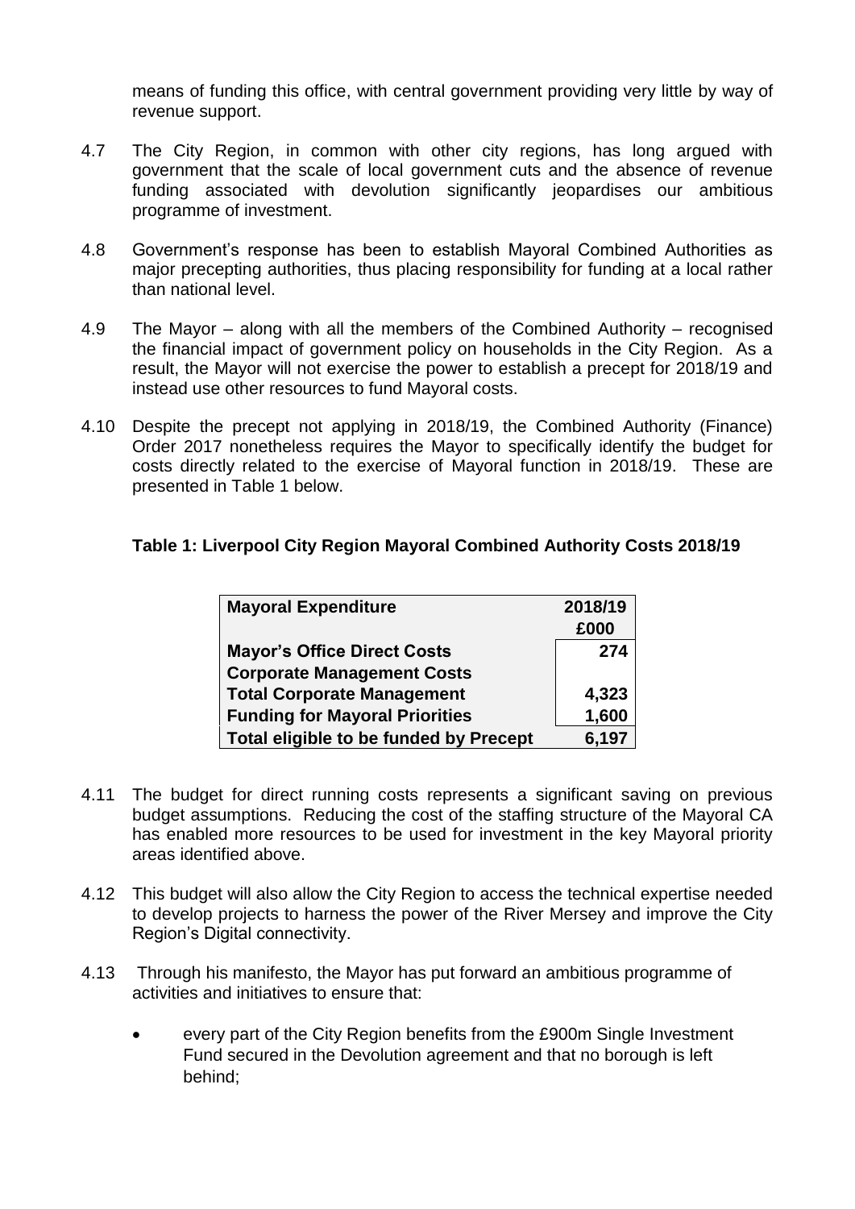means of funding this office, with central government providing very little by way of revenue support.

4.7 The City Region, in common with other city regions, has long argued with government that the scale of local government cuts and the absence of revenue funding associated with devolution significantly jeopardises our ambitious programme of investment.

4.8 Government's response has been to establish Mayoral Combined Authorities as major precepting authorities, thus placing responsibility for funding at a local rather than national level.

4.9 The Mayor – along with all the members of the Combined Authority – recognised the financial impact of government policy on households in the City Region. As a result, the Mayor will not exercise the power to establish a precept for 2018/19 and instead use other resources to fund Mayoral costs.

4.10 Despite the precept not applying in 2018/19, the Combined Authority (Finance) Order 2017 nonetheless requires the Mayor to specifically identify the budget for costs directly related to the exercise of Mayoral function in 2018/19. These are presented in Table 1 below.

**Table 1: Liverpool City Region Mayoral Combined Authority Costs 2018/19**

| **Mayoral Expenditure** | **2018/19 £000** |
|---|---|
| **Mayor's Office Direct Costs** | **274** |
| **Corporate Management Costs** | |
| **Total Corporate Management** | **4,323** |
| **Funding for Mayoral Priorities** | **1,600** |
| **Total eligible to be funded by Precept** | **6,197** |

4.11 The budget for direct running costs represents a significant saving on previous budget assumptions. Reducing the cost of the staffing structure of the Mayoral CA has enabled more resources to be used for investment in the key Mayoral priority areas identified above.

4.12 This budget will also allow the City Region to access the technical expertise needed to develop projects to harness the power of the River Mersey and improve the City Region's Digital connectivity.

4.13 Through his manifesto, the Mayor has put forward an ambitious programme of activities and initiatives to ensure that:

- every part of the City Region benefits from the £900m Single Investment Fund secured in the Devolution agreement and that no borough is left behind;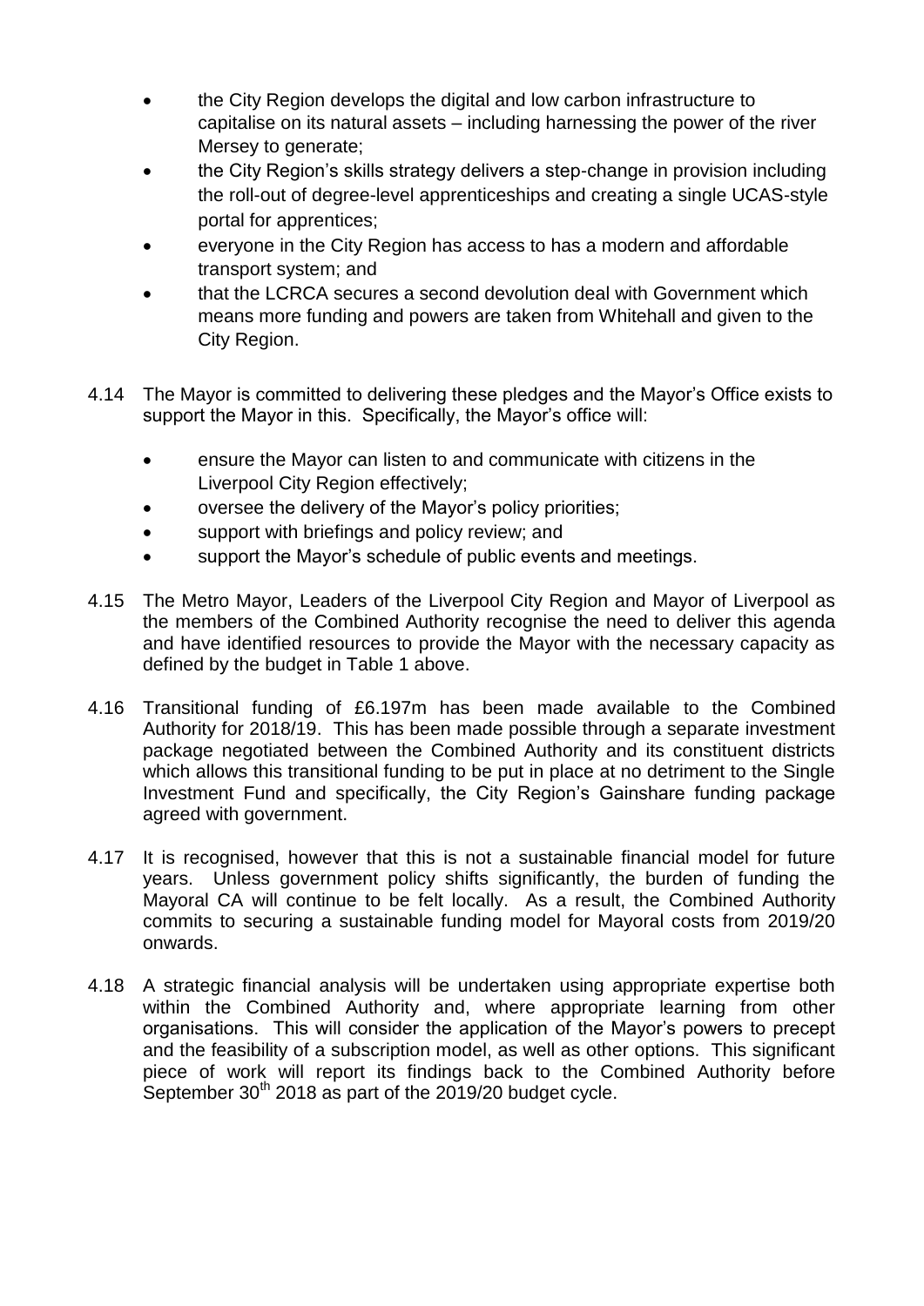- the City Region develops the digital and low carbon infrastructure to capitalise on its natural assets – including harnessing the power of the river Mersey to generate;
- the City Region's skills strategy delivers a step-change in provision including the roll-out of degree-level apprenticeships and creating a single UCAS-style portal for apprentices;
- everyone in the City Region has access to has a modern and affordable transport system; and
- that the LCRCA secures a second devolution deal with Government which means more funding and powers are taken from Whitehall and given to the City Region.

4.14 The Mayor is committed to delivering these pledges and the Mayor's Office exists to support the Mayor in this. Specifically, the Mayor's office will:

- ensure the Mayor can listen to and communicate with citizens in the Liverpool City Region effectively;
- oversee the delivery of the Mayor's policy priorities;
- support with briefings and policy review; and
- support the Mayor's schedule of public events and meetings.

4.15 The Metro Mayor, Leaders of the Liverpool City Region and Mayor of Liverpool as the members of the Combined Authority recognise the need to deliver this agenda and have identified resources to provide the Mayor with the necessary capacity as defined by the budget in Table 1 above.

4.16 Transitional funding of £6.197m has been made available to the Combined Authority for 2018/19. This has been made possible through a separate investment package negotiated between the Combined Authority and its constituent districts which allows this transitional funding to be put in place at no detriment to the Single Investment Fund and specifically, the City Region's Gainshare funding package agreed with government.

4.17 It is recognised, however that this is not a sustainable financial model for future years. Unless government policy shifts significantly, the burden of funding the Mayoral CA will continue to be felt locally. As a result, the Combined Authority commits to securing a sustainable funding model for Mayoral costs from 2019/20 onwards.

4.18 A strategic financial analysis will be undertaken using appropriate expertise both within the Combined Authority and, where appropriate learning from other organisations. This will consider the application of the Mayor's powers to precept and the feasibility of a subscription model, as well as other options. This significant piece of work will report its findings back to the Combined Authority before September 30th 2018 as part of the 2019/20 budget cycle.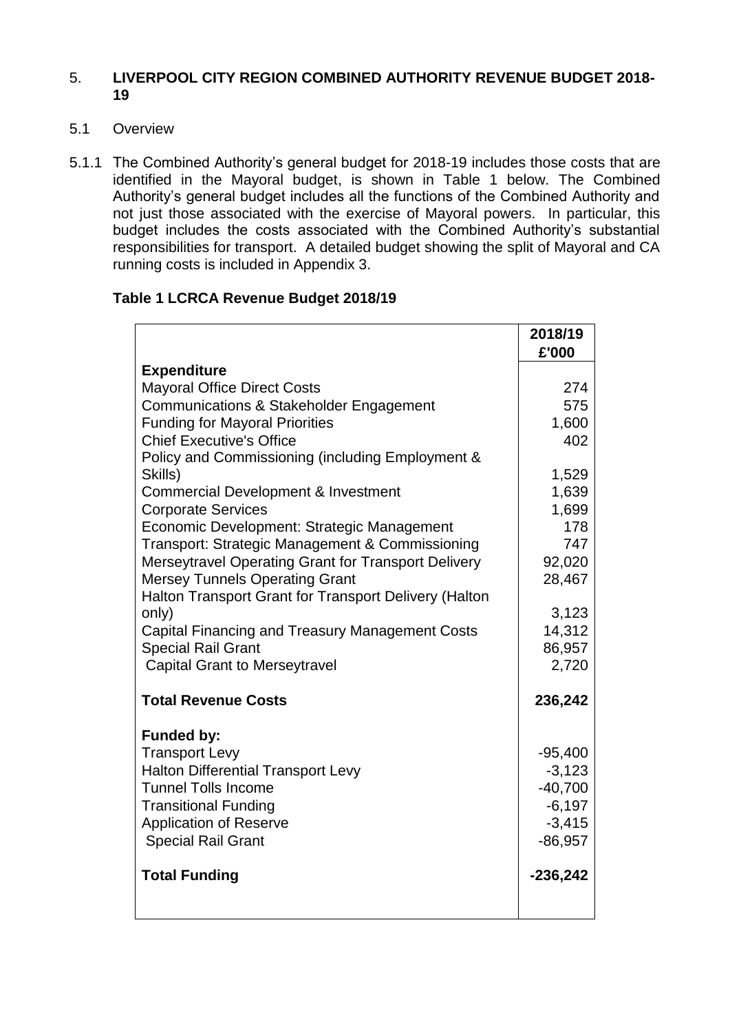## 5. LIVERPOOL CITY REGION COMBINED AUTHORITY REVENUE BUDGET 2018-19

### 5.1 Overview

5.1.1 The Combined Authority's general budget for 2018-19 includes those costs that are identified in the Mayoral budget, is shown in Table 1 below. The Combined Authority's general budget includes all the functions of the Combined Authority and not just those associated with the exercise of Mayoral powers. In particular, this budget includes the costs associated with the Combined Authority's substantial responsibilities for transport. A detailed budget showing the split of Mayoral and CA running costs is included in Appendix 3.

**Table 1 LCRCA Revenue Budget 2018/19**

| | **2018/19 £'000** |
|---|---|
| **Expenditure** | |
| Mayoral Office Direct Costs | 274 |
| Communications & Stakeholder Engagement | 575 |
| Funding for Mayoral Priorities | 1,600 |
| Chief Executive's Office | 402 |
| Policy and Commissioning (including Employment & Skills) | 1,529 |
| Commercial Development & Investment | 1,639 |
| Corporate Services | 1,699 |
| Economic Development: Strategic Management | 178 |
| Transport: Strategic Management & Commissioning | 747 |
| Merseytravel Operating Grant for Transport Delivery | 92,020 |
| Mersey Tunnels Operating Grant | 28,467 |
| Halton Transport Grant for Transport Delivery (Halton only) | 3,123 |
| Capital Financing and Treasury Management Costs | 14,312 |
| Special Rail Grant | 86,957 |
| Capital Grant to Merseytravel | 2,720 |
| **Total Revenue Costs** | **236,242** |
| **Funded by:** | |
| Transport Levy | -95,400 |
| Halton Differential Transport Levy | -3,123 |
| Tunnel Tolls Income | -40,700 |
| Transitional Funding | -6,197 |
| Application of Reserve | -3,415 |
| Special Rail Grant | -86,957 |
| **Total Funding** | **-236,242** |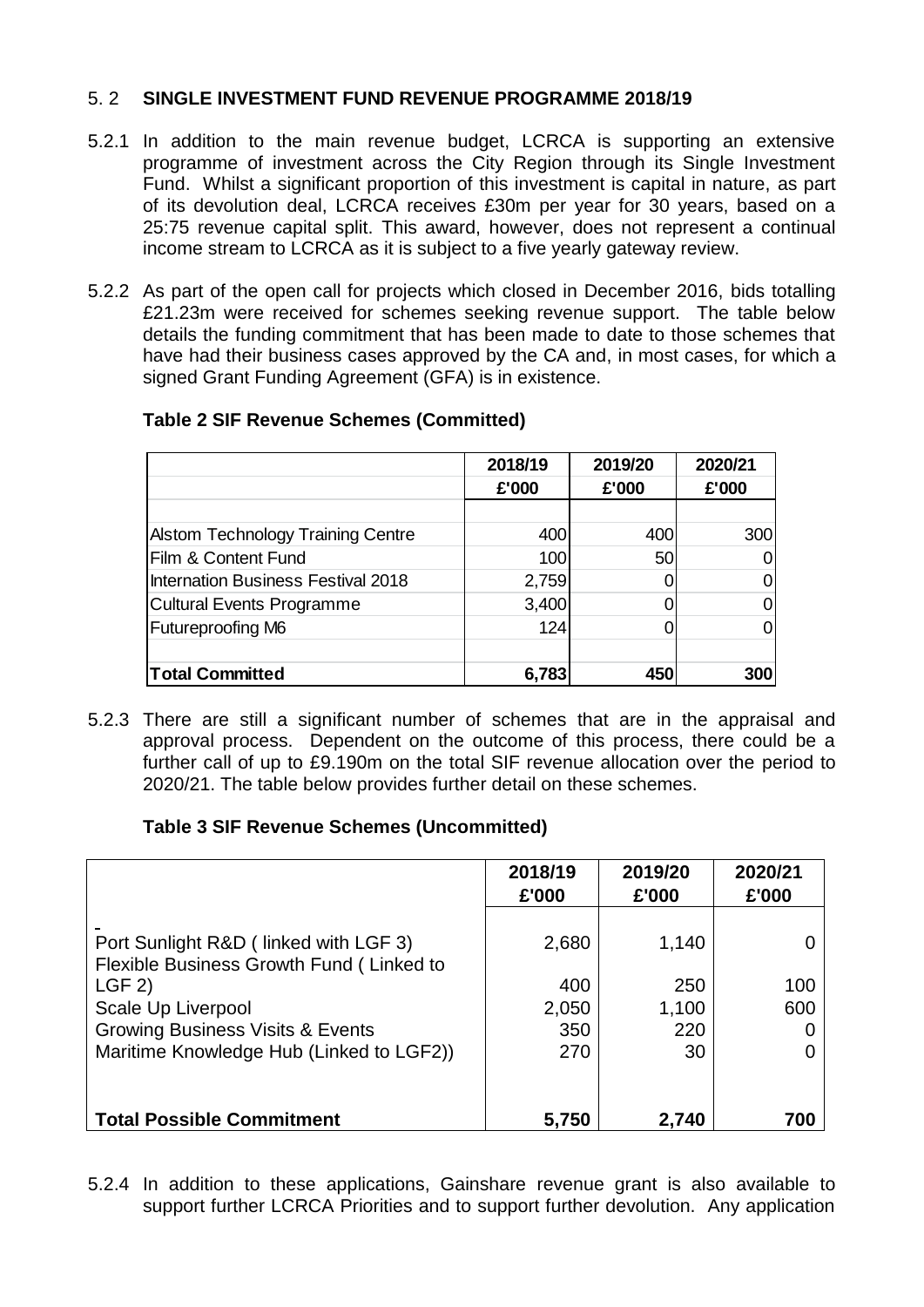## 5. 2 SINGLE INVESTMENT FUND REVENUE PROGRAMME 2018/19

5.2.1 In addition to the main revenue budget, LCRCA is supporting an extensive programme of investment across the City Region through its Single Investment Fund. Whilst a significant proportion of this investment is capital in nature, as part of its devolution deal, LCRCA receives £30m per year for 30 years, based on a 25:75 revenue capital split. This award, however, does not represent a continual income stream to LCRCA as it is subject to a five yearly gateway review.

5.2.2 As part of the open call for projects which closed in December 2016, bids totalling £21.23m were received for schemes seeking revenue support. The table below details the funding commitment that has been made to date to those schemes that have had their business cases approved by the CA and, in most cases, for which a signed Grant Funding Agreement (GFA) is in existence.

**Table 2 SIF Revenue Schemes (Committed)**

| | 2018/19 £'000 | 2019/20 £'000 | 2020/21 £'000 |
|---|---|---|---|
| Alstom Technology Training Centre | 400 | 400 | 300 |
| Film & Content Fund | 100 | 50 | 0 |
| Internation Business Festival 2018 | 2,759 | 0 | 0 |
| Cultural Events Programme | 3,400 | 0 | 0 |
| Futureproofing M6 | 124 | 0 | 0 |
| **Total Committed** | **6,783** | **450** | **300** |

5.2.3 There are still a significant number of schemes that are in the appraisal and approval process. Dependent on the outcome of this process, there could be a further call of up to £9.190m on the total SIF revenue allocation over the period to 2020/21. The table below provides further detail on these schemes.

**Table 3 SIF Revenue Schemes (Uncommitted)**

| | 2018/19 £'000 | 2019/20 £'000 | 2020/21 £'000 |
|---|---|---|---|
| Port Sunlight R&D ( linked with LGF 3) | 2,680 | 1,140 | 0 |
| Flexible Business Growth Fund ( Linked to LGF 2) | 400 | 250 | 100 |
| Scale Up Liverpool | 2,050 | 1,100 | 600 |
| Growing Business Visits & Events | 350 | 220 | 0 |
| Maritime Knowledge Hub (Linked to LGF2)) | 270 | 30 | 0 |
| **Total Possible Commitment** | **5,750** | **2,740** | **700** |

5.2.4 In addition to these applications, Gainshare revenue grant is also available to support further LCRCA Priorities and to support further devolution. Any application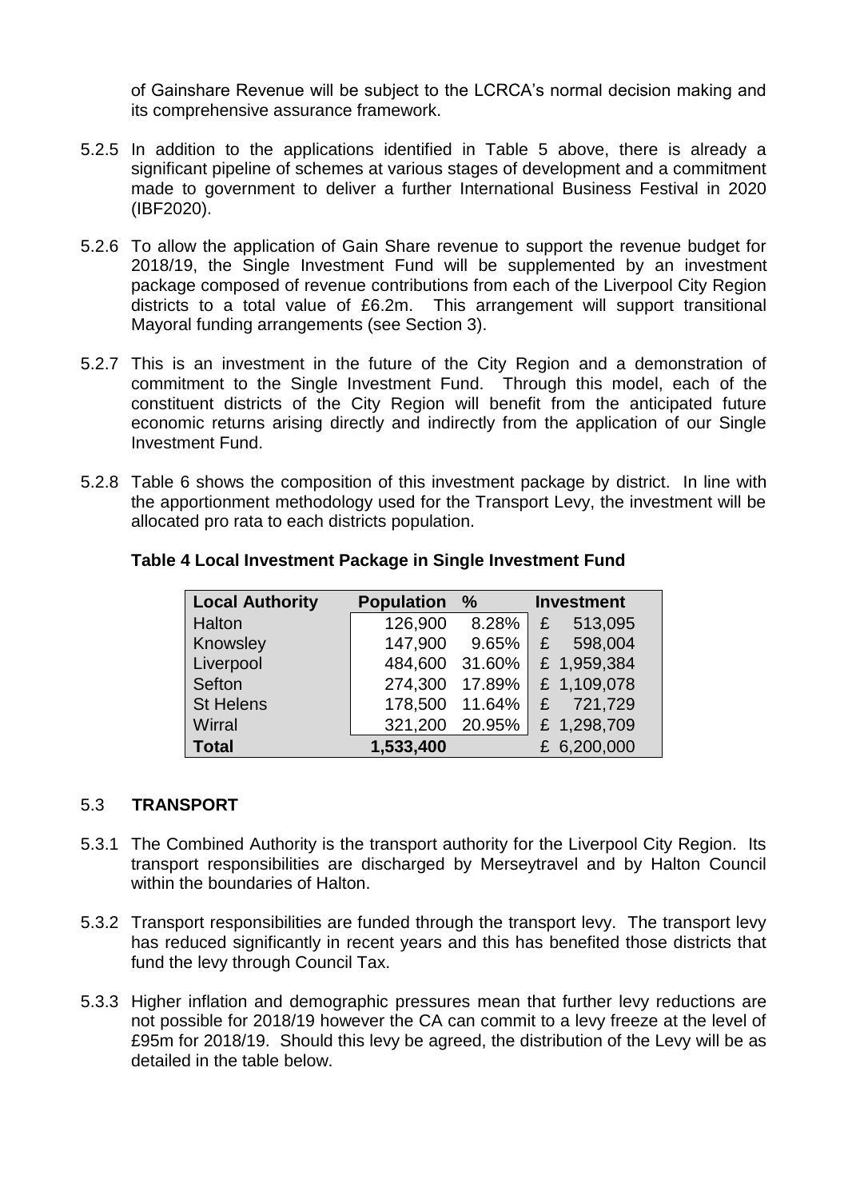of Gainshare Revenue will be subject to the LCRCA's normal decision making and its comprehensive assurance framework.

5.2.5 In addition to the applications identified in Table 5 above, there is already a significant pipeline of schemes at various stages of development and a commitment made to government to deliver a further International Business Festival in 2020 (IBF2020).

5.2.6 To allow the application of Gain Share revenue to support the revenue budget for 2018/19, the Single Investment Fund will be supplemented by an investment package composed of revenue contributions from each of the Liverpool City Region districts to a total value of £6.2m. This arrangement will support transitional Mayoral funding arrangements (see Section 3).

5.2.7 This is an investment in the future of the City Region and a demonstration of commitment to the Single Investment Fund. Through this model, each of the constituent districts of the City Region will benefit from the anticipated future economic returns arising directly and indirectly from the application of our Single Investment Fund.

5.2.8 Table 6 shows the composition of this investment package by district. In line with the apportionment methodology used for the Transport Levy, the investment will be allocated pro rata to each districts population.

**Table 4 Local Investment Package in Single Investment Fund**

| Local Authority | Population | % | Investment |
|---|---|---|---|
| Halton | 126,900 | 8.28% | £ 513,095 |
| Knowsley | 147,900 | 9.65% | £ 598,004 |
| Liverpool | 484,600 | 31.60% | £ 1,959,384 |
| Sefton | 274,300 | 17.89% | £ 1,109,078 |
| St Helens | 178,500 | 11.64% | £ 721,729 |
| Wirral | 321,200 | 20.95% | £ 1,298,709 |
| **Total** | **1,533,400** | | £ 6,200,000 |

## 5.3 TRANSPORT

5.3.1 The Combined Authority is the transport authority for the Liverpool City Region. Its transport responsibilities are discharged by Merseytravel and by Halton Council within the boundaries of Halton.

5.3.2 Transport responsibilities are funded through the transport levy. The transport levy has reduced significantly in recent years and this has benefited those districts that fund the levy through Council Tax.

5.3.3 Higher inflation and demographic pressures mean that further levy reductions are not possible for 2018/19 however the CA can commit to a levy freeze at the level of £95m for 2018/19. Should this levy be agreed, the distribution of the Levy will be as detailed in the table below.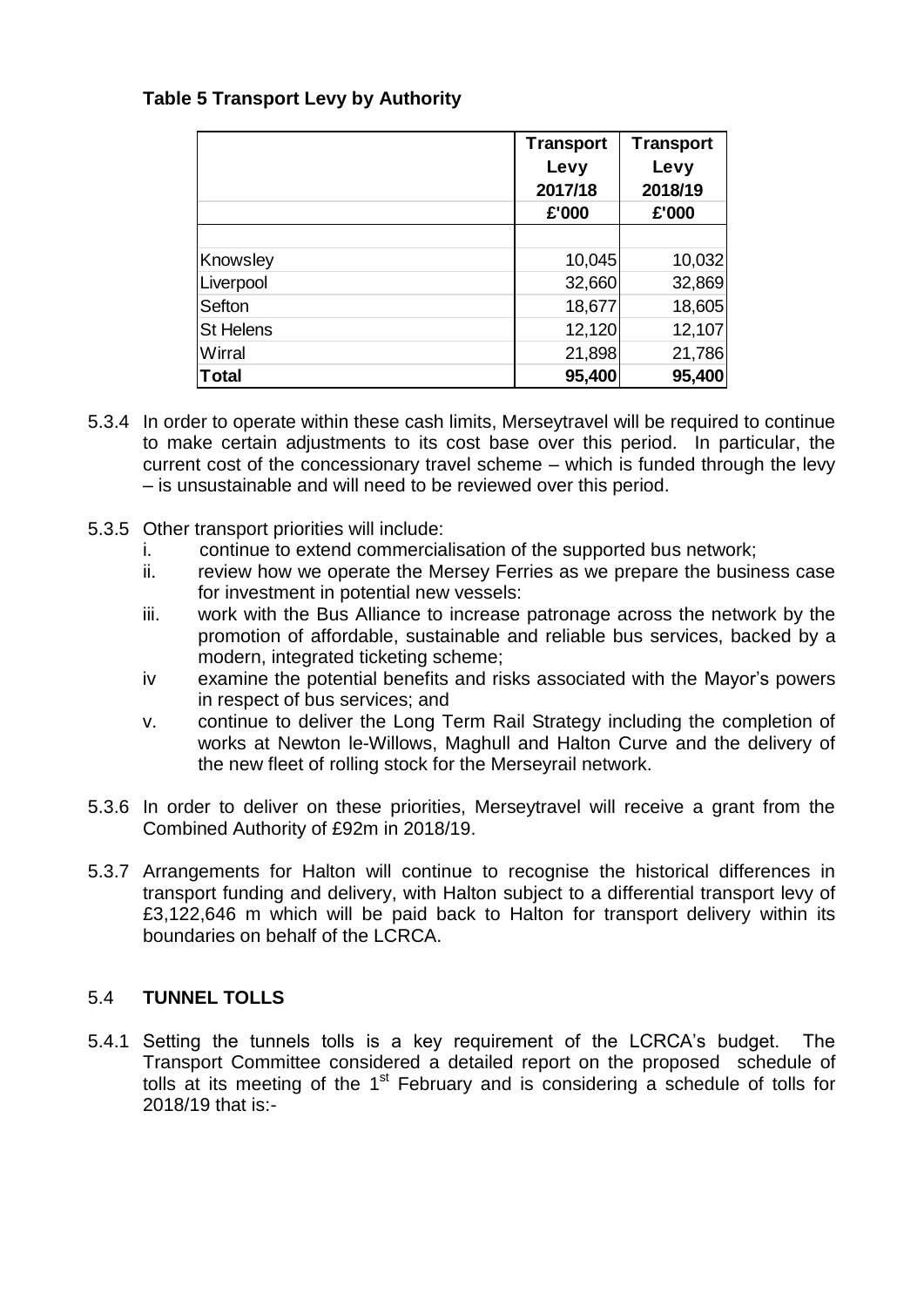**Table 5 Transport Levy by Authority**

| | Transport Levy 2017/18 | Transport Levy 2018/19 |
|---|---|---|
| | £'000 | £'000 |
| Knowsley | 10,045 | 10,032 |
| Liverpool | 32,660 | 32,869 |
| Sefton | 18,677 | 18,605 |
| St Helens | 12,120 | 12,107 |
| Wirral | 21,898 | 21,786 |
| **Total** | **95,400** | **95,400** |

5.3.4 In order to operate within these cash limits, Merseytravel will be required to continue to make certain adjustments to its cost base over this period. In particular, the current cost of the concessionary travel scheme – which is funded through the levy – is unsustainable and will need to be reviewed over this period.

5.3.5 Other transport priorities will include:

i. continue to extend commercialisation of the supported bus network;

ii. review how we operate the Mersey Ferries as we prepare the business case for investment in potential new vessels:

iii. work with the Bus Alliance to increase patronage across the network by the promotion of affordable, sustainable and reliable bus services, backed by a modern, integrated ticketing scheme;

iv examine the potential benefits and risks associated with the Mayor's powers in respect of bus services; and

v. continue to deliver the Long Term Rail Strategy including the completion of works at Newton le-Willows, Maghull and Halton Curve and the delivery of the new fleet of rolling stock for the Merseyrail network.

5.3.6 In order to deliver on these priorities, Merseytravel will receive a grant from the Combined Authority of £92m in 2018/19.

5.3.7 Arrangements for Halton will continue to recognise the historical differences in transport funding and delivery, with Halton subject to a differential transport levy of £3,122,646 m which will be paid back to Halton for transport delivery within its boundaries on behalf of the LCRCA.

## 5.4 TUNNEL TOLLS

5.4.1 Setting the tunnels tolls is a key requirement of the LCRCA's budget. The Transport Committee considered a detailed report on the proposed schedule of tolls at its meeting of the 1st February and is considering a schedule of tolls for 2018/19 that is:-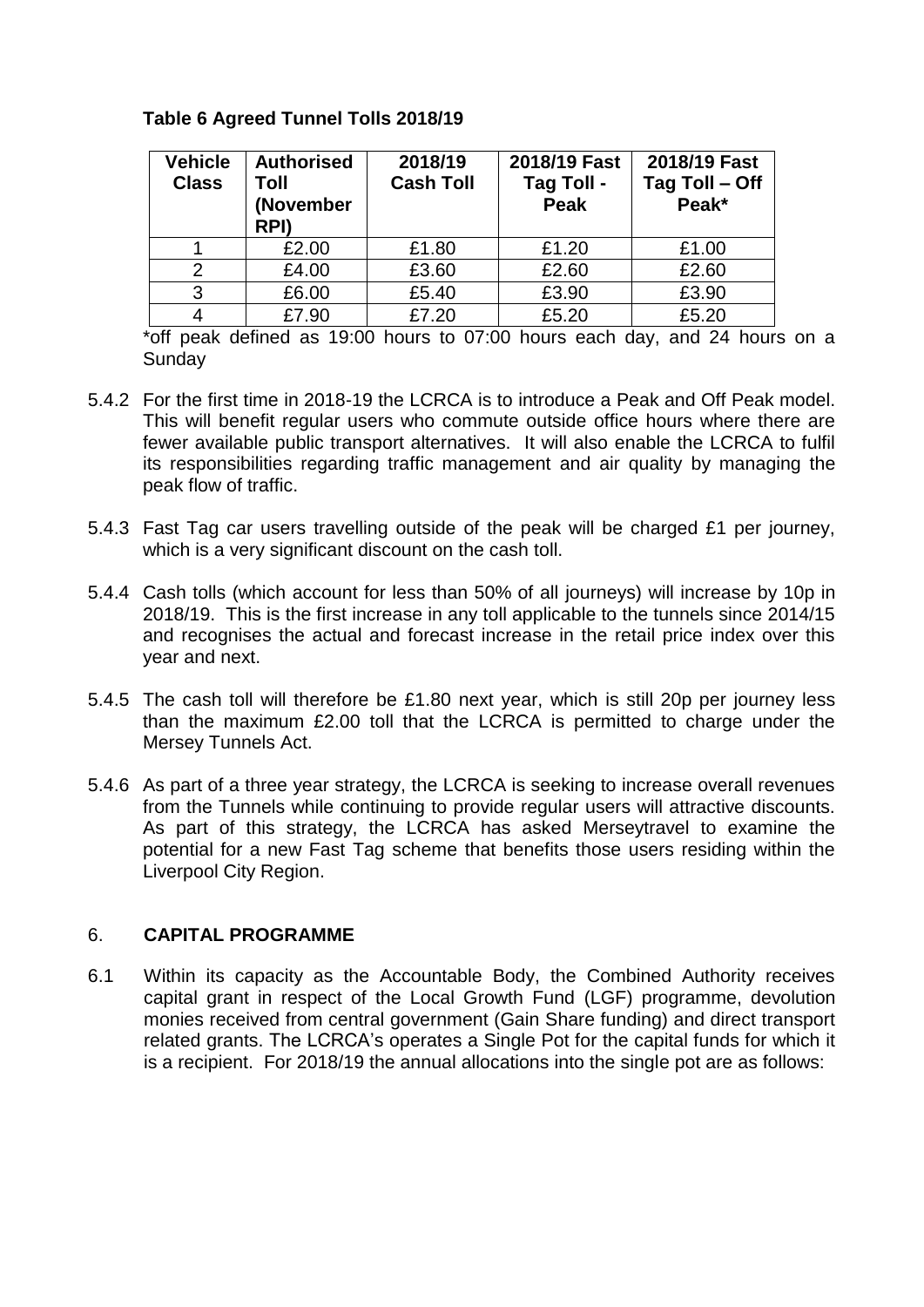**Table 6 Agreed Tunnel Tolls 2018/19**

| Vehicle Class | Authorised Toll (November RPI) | 2018/19 Cash Toll | 2018/19 Fast Tag Toll - Peak | 2018/19 Fast Tag Toll – Off Peak* |
|---|---|---|---|---|
| 1 | £2.00 | £1.80 | £1.20 | £1.00 |
| 2 | £4.00 | £3.60 | £2.60 | £2.60 |
| 3 | £6.00 | £5.40 | £3.90 | £3.90 |
| 4 | £7.90 | £7.20 | £5.20 | £5.20 |

*off peak defined as 19:00 hours to 07:00 hours each day, and 24 hours on a Sunday

5.4.2 For the first time in 2018-19 the LCRCA is to introduce a Peak and Off Peak model. This will benefit regular users who commute outside office hours where there are fewer available public transport alternatives. It will also enable the LCRCA to fulfil its responsibilities regarding traffic management and air quality by managing the peak flow of traffic.

5.4.3 Fast Tag car users travelling outside of the peak will be charged £1 per journey, which is a very significant discount on the cash toll.

5.4.4 Cash tolls (which account for less than 50% of all journeys) will increase by 10p in 2018/19. This is the first increase in any toll applicable to the tunnels since 2014/15 and recognises the actual and forecast increase in the retail price index over this year and next.

5.4.5 The cash toll will therefore be £1.80 next year, which is still 20p per journey less than the maximum £2.00 toll that the LCRCA is permitted to charge under the Mersey Tunnels Act.

5.4.6 As part of a three year strategy, the LCRCA is seeking to increase overall revenues from the Tunnels while continuing to provide regular users will attractive discounts. As part of this strategy, the LCRCA has asked Merseytravel to examine the potential for a new Fast Tag scheme that benefits those users residing within the Liverpool City Region.

## 6. CAPITAL PROGRAMME

6.1 Within its capacity as the Accountable Body, the Combined Authority receives capital grant in respect of the Local Growth Fund (LGF) programme, devolution monies received from central government (Gain Share funding) and direct transport related grants. The LCRCA's operates a Single Pot for the capital funds for which it is a recipient. For 2018/19 the annual allocations into the single pot are as follows: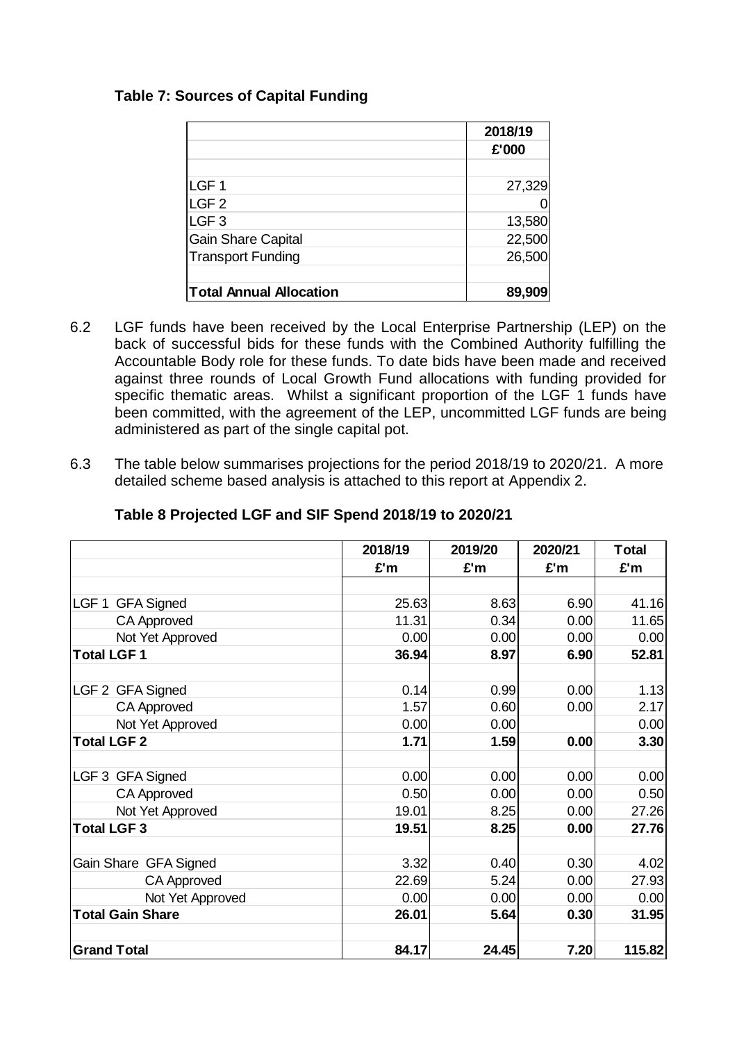**Table 7: Sources of Capital Funding**

| | 2018/19 |
|---|---|
| | £'000 |
| | |
| LGF 1 | 27,329 |
| LGF 2 | 0 |
| LGF 3 | 13,580 |
| Gain Share Capital | 22,500 |
| Transport Funding | 26,500 |
| | |
| **Total Annual Allocation** | **89,909** |

6.2 LGF funds have been received by the Local Enterprise Partnership (LEP) on the back of successful bids for these funds with the Combined Authority fulfilling the Accountable Body role for these funds. To date bids have been made and received against three rounds of Local Growth Fund allocations with funding provided for specific thematic areas. Whilst a significant proportion of the LGF 1 funds have been committed, with the agreement of the LEP, uncommitted LGF funds are being administered as part of the single capital pot.

6.3 The table below summarises projections for the period 2018/19 to 2020/21. A more detailed scheme based analysis is attached to this report at Appendix 2.

**Table 8 Projected LGF and SIF Spend 2018/19 to 2020/21**

| | 2018/19 | 2019/20 | 2020/21 | Total |
|---|---|---|---|---|
| | £'m | £'m | £'m | £'m |
| | | | | |
| LGF 1 GFA Signed | 25.63 | 8.63 | 6.90 | 41.16 |
| CA Approved | 11.31 | 0.34 | 0.00 | 11.65 |
| Not Yet Approved | 0.00 | 0.00 | 0.00 | 0.00 |
| **Total LGF 1** | **36.94** | **8.97** | **6.90** | **52.81** |
| | | | | |
| LGF 2 GFA Signed | 0.14 | 0.99 | 0.00 | 1.13 |
| CA Approved | 1.57 | 0.60 | 0.00 | 2.17 |
| Not Yet Approved | 0.00 | 0.00 | | 0.00 |
| **Total LGF 2** | **1.71** | **1.59** | **0.00** | **3.30** |
| | | | | |
| LGF 3 GFA Signed | 0.00 | 0.00 | 0.00 | 0.00 |
| CA Approved | 0.50 | 0.00 | 0.00 | 0.50 |
| Not Yet Approved | 19.01 | 8.25 | 0.00 | 27.26 |
| **Total LGF 3** | **19.51** | **8.25** | **0.00** | **27.76** |
| | | | | |
| Gain Share GFA Signed | 3.32 | 0.40 | 0.30 | 4.02 |
| CA Approved | 22.69 | 5.24 | 0.00 | 27.93 |
| Not Yet Approved | 0.00 | 0.00 | 0.00 | 0.00 |
| **Total Gain Share** | **26.01** | **5.64** | **0.30** | **31.95** |
| | | | | |
| **Grand Total** | **84.17** | **24.45** | **7.20** | **115.82** |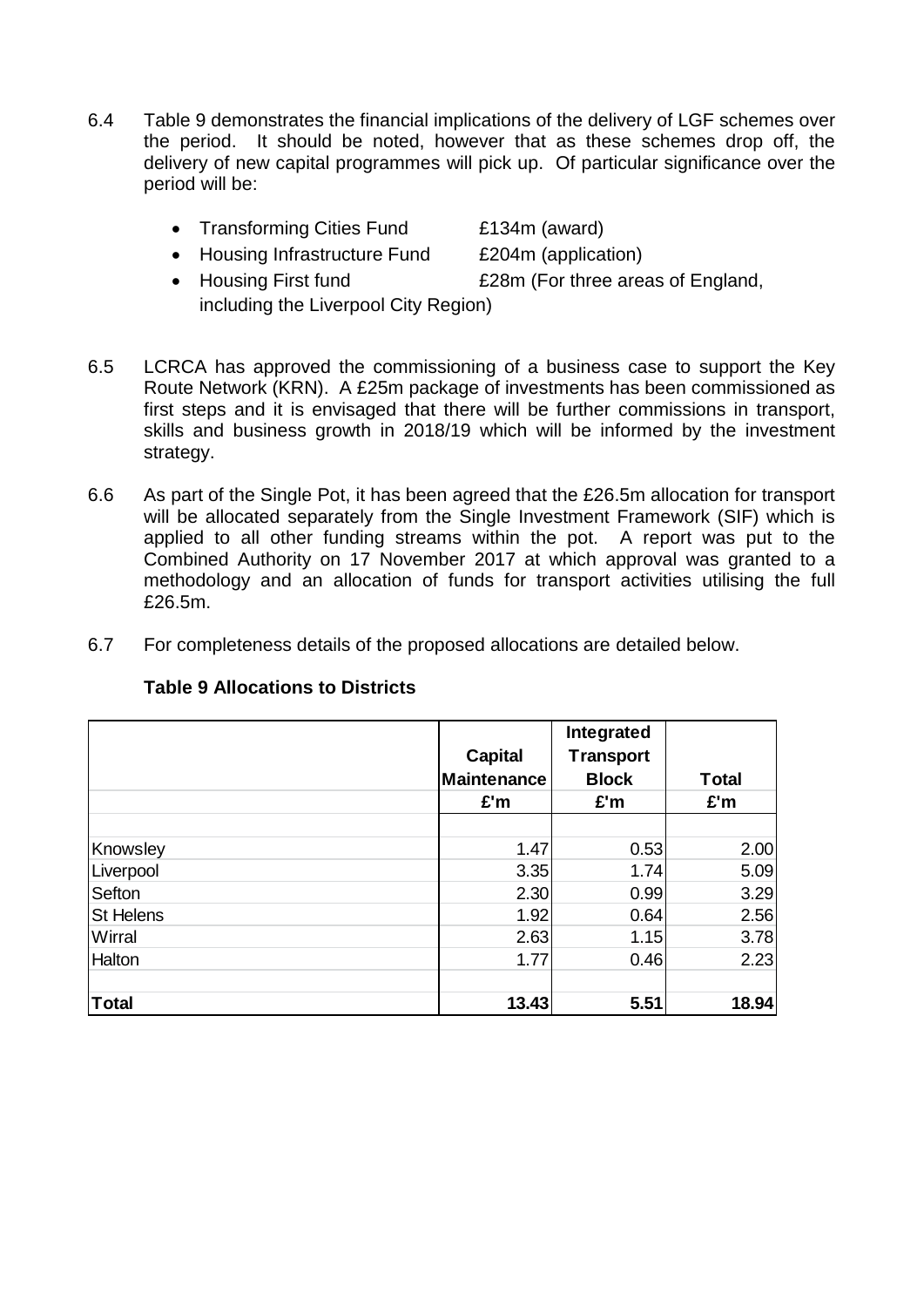6.4 Table 9 demonstrates the financial implications of the delivery of LGF schemes over the period. It should be noted, however that as these schemes drop off, the delivery of new capital programmes will pick up. Of particular significance over the period will be:

- Transforming Cities Fund £134m (award)
- Housing Infrastructure Fund £204m (application)
- Housing First fund £28m (For three areas of England, including the Liverpool City Region)

6.5 LCRCA has approved the commissioning of a business case to support the Key Route Network (KRN). A £25m package of investments has been commissioned as first steps and it is envisaged that there will be further commissions in transport, skills and business growth in 2018/19 which will be informed by the investment strategy.

6.6 As part of the Single Pot, it has been agreed that the £26.5m allocation for transport will be allocated separately from the Single Investment Framework (SIF) which is applied to all other funding streams within the pot. A report was put to the Combined Authority on 17 November 2017 at which approval was granted to a methodology and an allocation of funds for transport activities utilising the full £26.5m.

6.7 For completeness details of the proposed allocations are detailed below.

**Table 9 Allocations to Districts**

| | Capital Maintenance | Integrated Transport Block | Total |
|---|---|---|---|
| | £'m | £'m | £'m |
| Knowsley | 1.47 | 0.53 | 2.00 |
| Liverpool | 3.35 | 1.74 | 5.09 |
| Sefton | 2.30 | 0.99 | 3.29 |
| St Helens | 1.92 | 0.64 | 2.56 |
| Wirral | 2.63 | 1.15 | 3.78 |
| Halton | 1.77 | 0.46 | 2.23 |
| **Total** | **13.43** | **5.51** | **18.94** |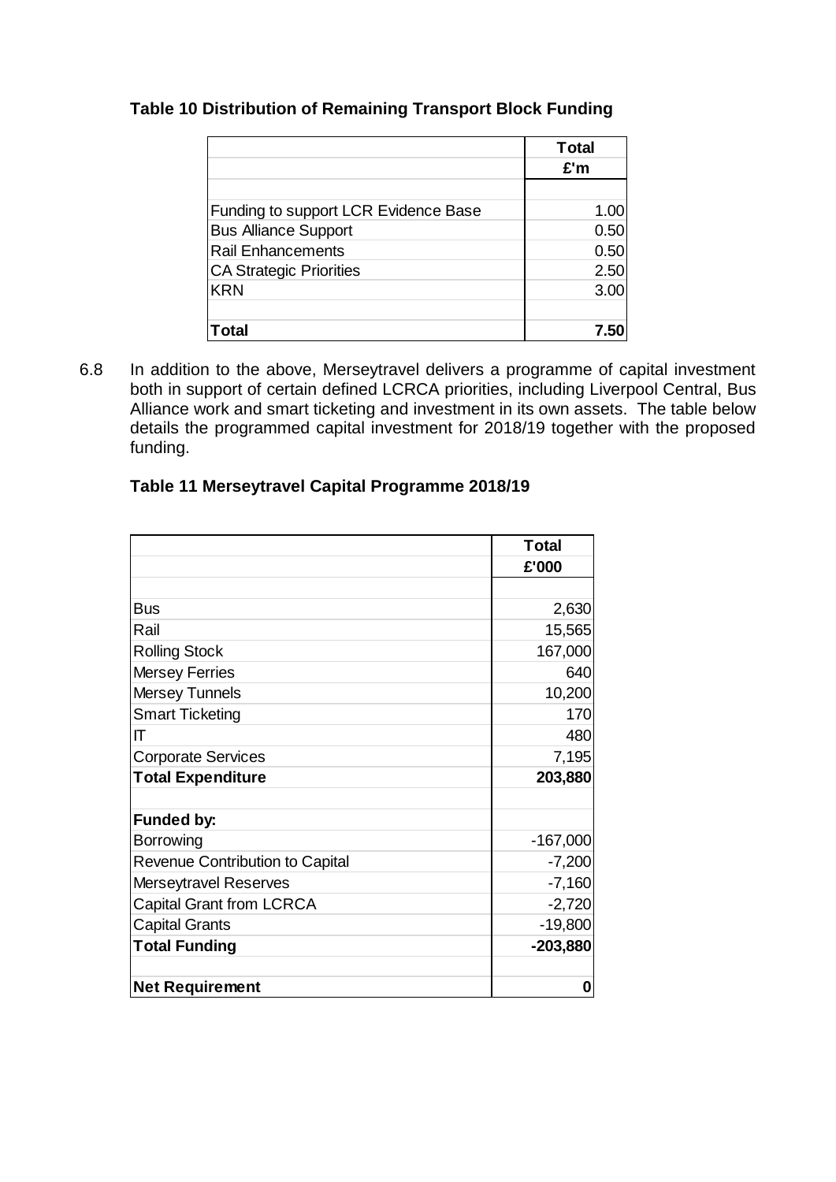**Table 10 Distribution of Remaining Transport Block Funding**

| | Total |
|---|---|
| | £'m |
| | |
| Funding to support LCR Evidence Base | 1.00 |
| Bus Alliance Support | 0.50 |
| Rail Enhancements | 0.50 |
| CA Strategic Priorities | 2.50 |
| KRN | 3.00 |
| | |
| **Total** | **7.50** |

6.8 In addition to the above, Merseytravel delivers a programme of capital investment both in support of certain defined LCRCA priorities, including Liverpool Central, Bus Alliance work and smart ticketing and investment in its own assets. The table below details the programmed capital investment for 2018/19 together with the proposed funding.

**Table 11 Merseytravel Capital Programme 2018/19**

| | Total |
|---|---|
| | £'000 |
| | |
| Bus | 2,630 |
| Rail | 15,565 |
| Rolling Stock | 167,000 |
| Mersey Ferries | 640 |
| Mersey Tunnels | 10,200 |
| Smart Ticketing | 170 |
| IT | 480 |
| Corporate Services | 7,195 |
| **Total Expenditure** | **203,880** |
| | |
| **Funded by:** | |
| Borrowing | -167,000 |
| Revenue Contribution to Capital | -7,200 |
| Merseytravel Reserves | -7,160 |
| Capital Grant from LCRCA | -2,720 |
| Capital Grants | -19,800 |
| **Total Funding** | **-203,880** |
| | |
| **Net Requirement** | **0** |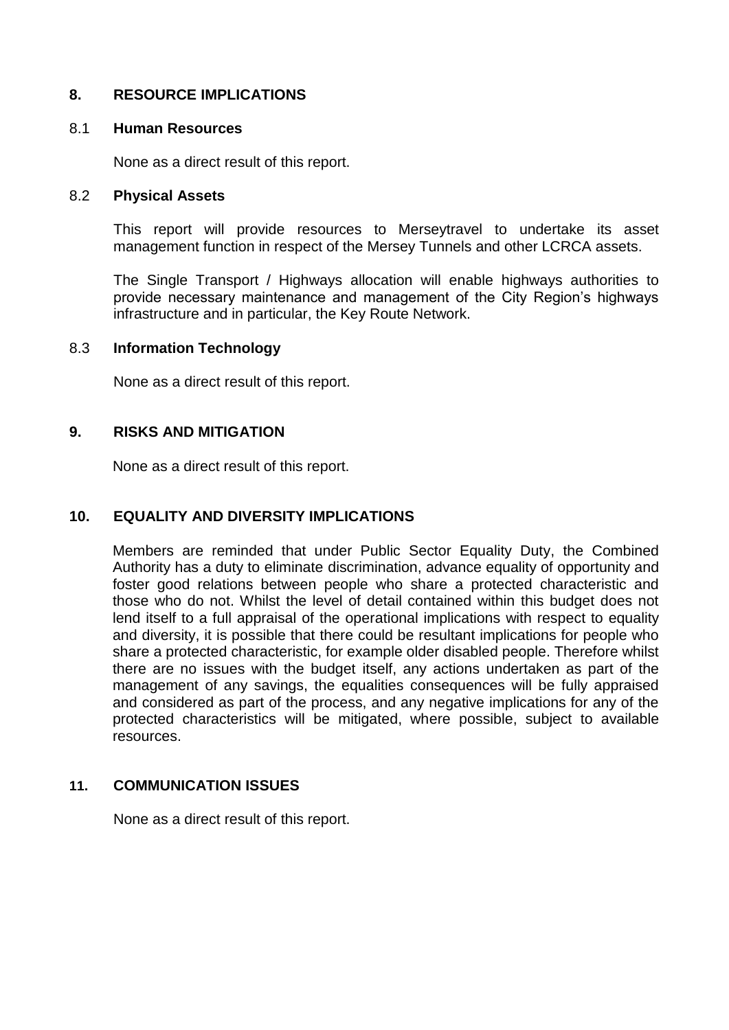## 8. RESOURCE IMPLICATIONS

### 8.1 Human Resources

None as a direct result of this report.

### 8.2 Physical Assets

This report will provide resources to Merseytravel to undertake its asset management function in respect of the Mersey Tunnels and other LCRCA assets.

The Single Transport / Highways allocation will enable highways authorities to provide necessary maintenance and management of the City Region's highways infrastructure and in particular, the Key Route Network.

### 8.3 Information Technology

None as a direct result of this report.

## 9. RISKS AND MITIGATION

None as a direct result of this report.

## 10. EQUALITY AND DIVERSITY IMPLICATIONS

Members are reminded that under Public Sector Equality Duty, the Combined Authority has a duty to eliminate discrimination, advance equality of opportunity and foster good relations between people who share a protected characteristic and those who do not. Whilst the level of detail contained within this budget does not lend itself to a full appraisal of the operational implications with respect to equality and diversity, it is possible that there could be resultant implications for people who share a protected characteristic, for example older disabled people. Therefore whilst there are no issues with the budget itself, any actions undertaken as part of the management of any savings, the equalities consequences will be fully appraised and considered as part of the process, and any negative implications for any of the protected characteristics will be mitigated, where possible, subject to available resources.

## 11. COMMUNICATION ISSUES

None as a direct result of this report.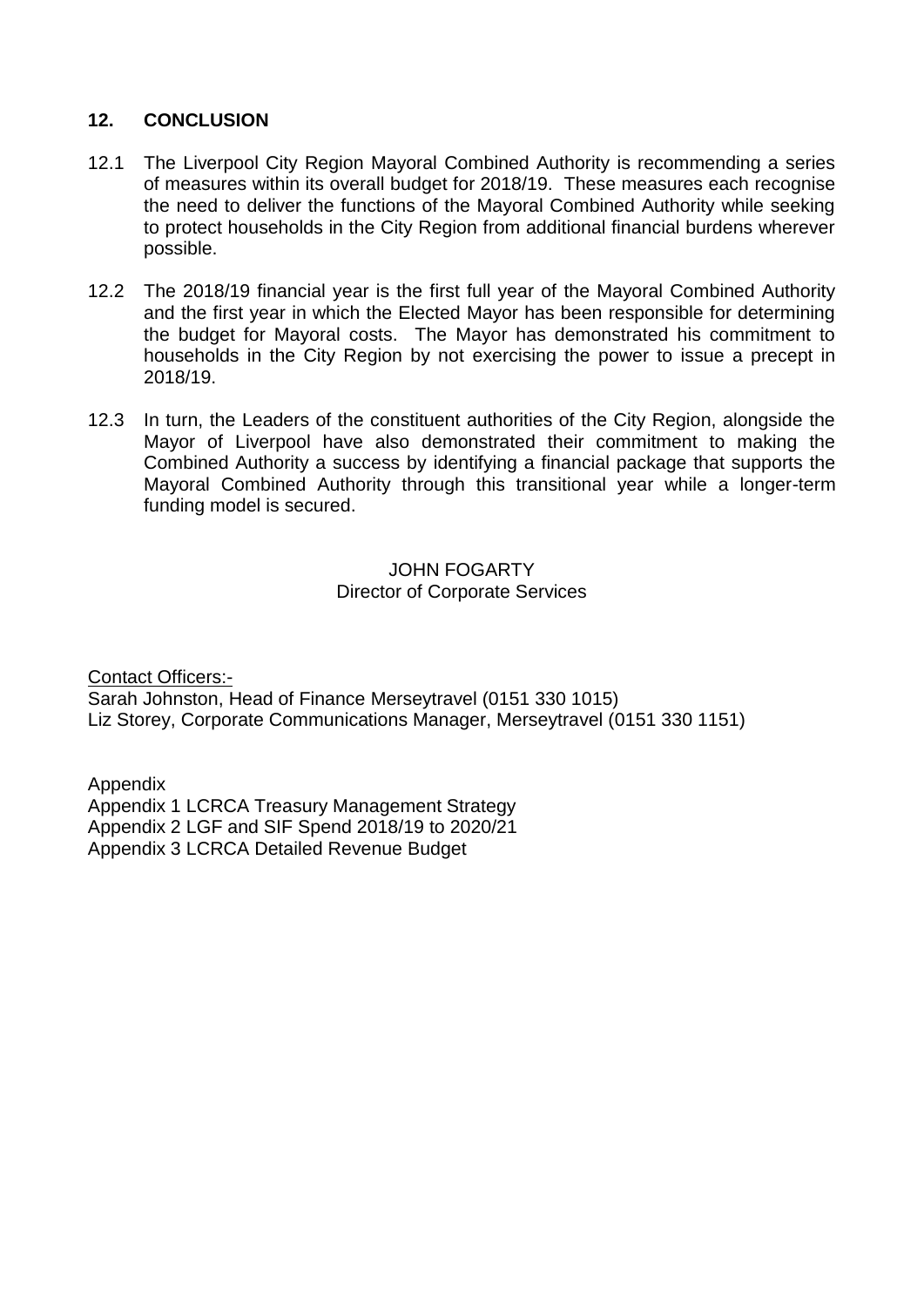## 12. CONCLUSION

12.1 The Liverpool City Region Mayoral Combined Authority is recommending a series of measures within its overall budget for 2018/19. These measures each recognise the need to deliver the functions of the Mayoral Combined Authority while seeking to protect households in the City Region from additional financial burdens wherever possible.

12.2 The 2018/19 financial year is the first full year of the Mayoral Combined Authority and the first year in which the Elected Mayor has been responsible for determining the budget for Mayoral costs. The Mayor has demonstrated his commitment to households in the City Region by not exercising the power to issue a precept in 2018/19.

12.3 In turn, the Leaders of the constituent authorities of the City Region, alongside the Mayor of Liverpool have also demonstrated their commitment to making the Combined Authority a success by identifying a financial package that supports the Mayoral Combined Authority through this transitional year while a longer-term funding model is secured.

JOHN FOGARTY
Director of Corporate Services

Contact Officers:-
Sarah Johnston, Head of Finance Merseytravel (0151 330 1015)
Liz Storey, Corporate Communications Manager, Merseytravel (0151 330 1151)

Appendix
Appendix 1 LCRCA Treasury Management Strategy
Appendix 2 LGF and SIF Spend 2018/19 to 2020/21
Appendix 3 LCRCA Detailed Revenue Budget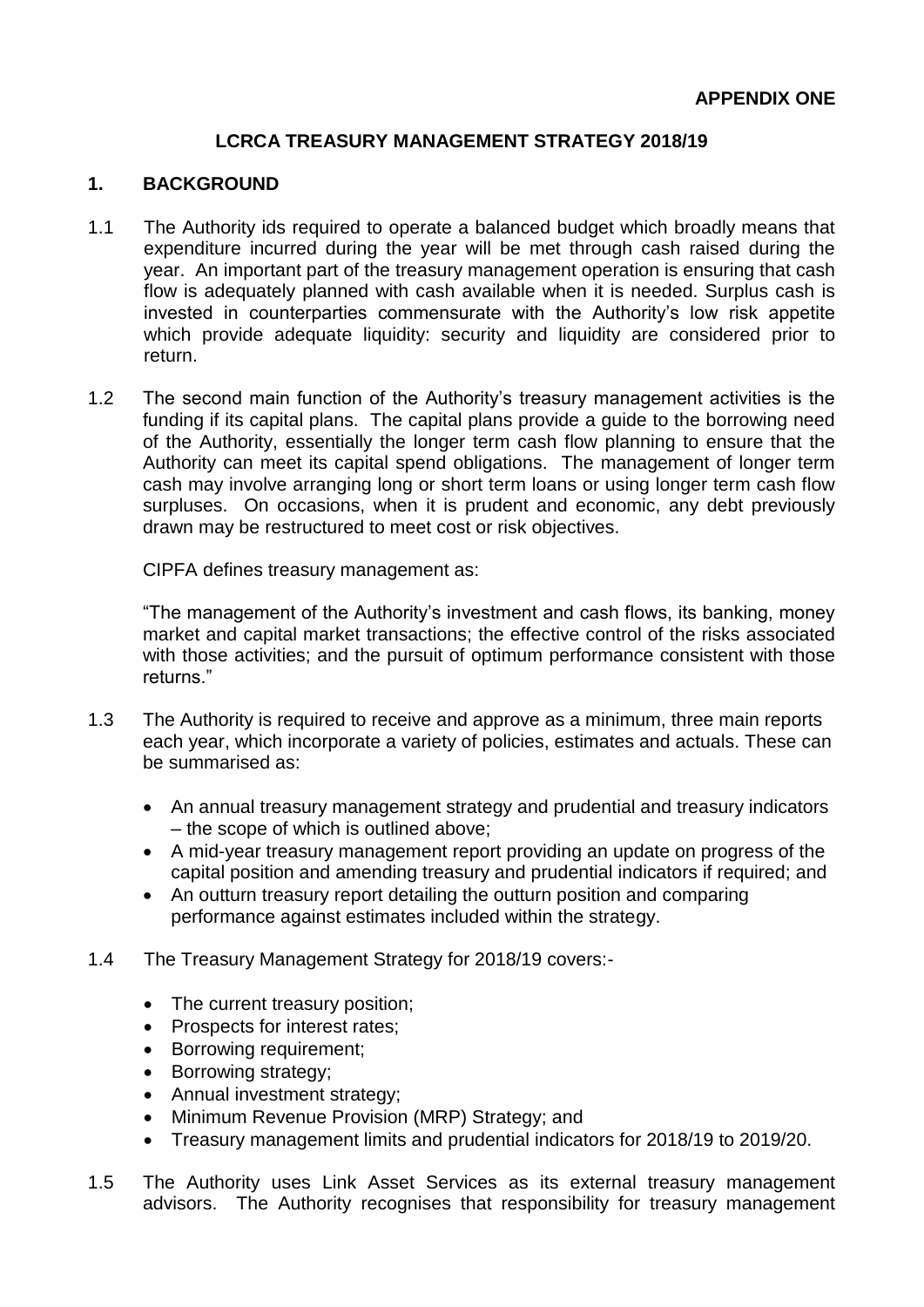**APPENDIX ONE**

# LCRCA TREASURY MANAGEMENT STRATEGY 2018/19

## 1. BACKGROUND

1.1 The Authority ids required to operate a balanced budget which broadly means that expenditure incurred during the year will be met through cash raised during the year. An important part of the treasury management operation is ensuring that cash flow is adequately planned with cash available when it is needed. Surplus cash is invested in counterparties commensurate with the Authority's low risk appetite which provide adequate liquidity: security and liquidity are considered prior to return.

1.2 The second main function of the Authority's treasury management activities is the funding if its capital plans. The capital plans provide a guide to the borrowing need of the Authority, essentially the longer term cash flow planning to ensure that the Authority can meet its capital spend obligations. The management of longer term cash may involve arranging long or short term loans or using longer term cash flow surpluses. On occasions, when it is prudent and economic, any debt previously drawn may be restructured to meet cost or risk objectives.

CIPFA defines treasury management as:

"The management of the Authority's investment and cash flows, its banking, money market and capital market transactions; the effective control of the risks associated with those activities; and the pursuit of optimum performance consistent with those returns."

1.3 The Authority is required to receive and approve as a minimum, three main reports each year, which incorporate a variety of policies, estimates and actuals. These can be summarised as:

- An annual treasury management strategy and prudential and treasury indicators – the scope of which is outlined above;
- A mid-year treasury management report providing an update on progress of the capital position and amending treasury and prudential indicators if required; and
- An outturn treasury report detailing the outturn position and comparing performance against estimates included within the strategy.

1.4 The Treasury Management Strategy for 2018/19 covers:-

- The current treasury position;
- Prospects for interest rates;
- Borrowing requirement;
- Borrowing strategy;
- Annual investment strategy;
- Minimum Revenue Provision (MRP) Strategy; and
- Treasury management limits and prudential indicators for 2018/19 to 2019/20.

1.5 The Authority uses Link Asset Services as its external treasury management advisors. The Authority recognises that responsibility for treasury management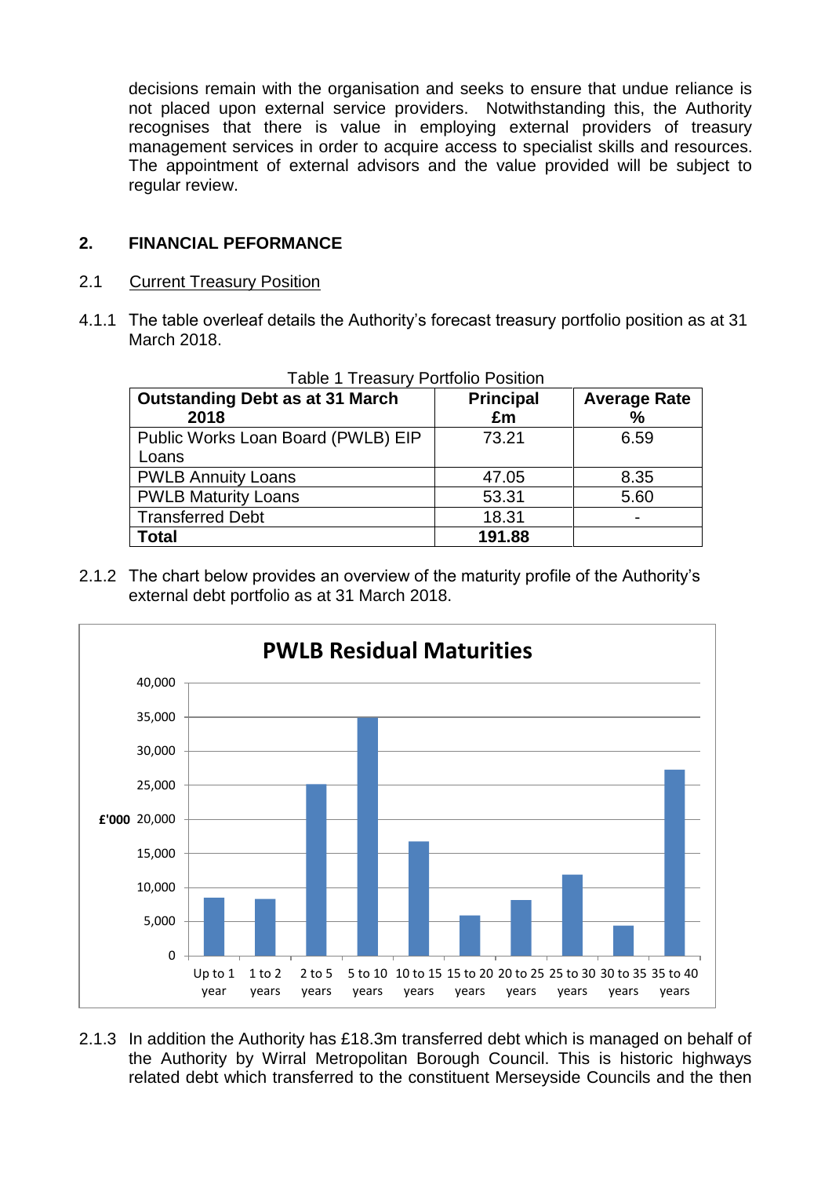decisions remain with the organisation and seeks to ensure that undue reliance is not placed upon external service providers. Notwithstanding this, the Authority recognises that there is value in employing external providers of treasury management services in order to acquire access to specialist skills and resources. The appointment of external advisors and the value provided will be subject to regular review.

## 2. FINANCIAL PEFORMANCE

### 2.1 Current Treasury Position

4.1.1 The table overleaf details the Authority's forecast treasury portfolio position as at 31 March 2018.

Table 1 Treasury Portfolio Position

| Outstanding Debt as at 31 March 2018 | Principal £m | Average Rate % |
|---|---|---|
| Public Works Loan Board (PWLB) EIP Loans | 73.21 | 6.59 |
| PWLB Annuity Loans | 47.05 | 8.35 |
| PWLB Maturity Loans | 53.31 | 5.60 |
| Transferred Debt | 18.31 | - |
| **Total** | **191.88** | |

2.1.2 The chart below provides an overview of the maturity profile of the Authority's external debt portfolio as at 31 March 2018.

**PWLB Residual Maturities**

2.1.3 In addition the Authority has £18.3m transferred debt which is managed on behalf of the Authority by Wirral Metropolitan Borough Council. This is historic highways related debt which transferred to the constituent Merseyside Councils and the then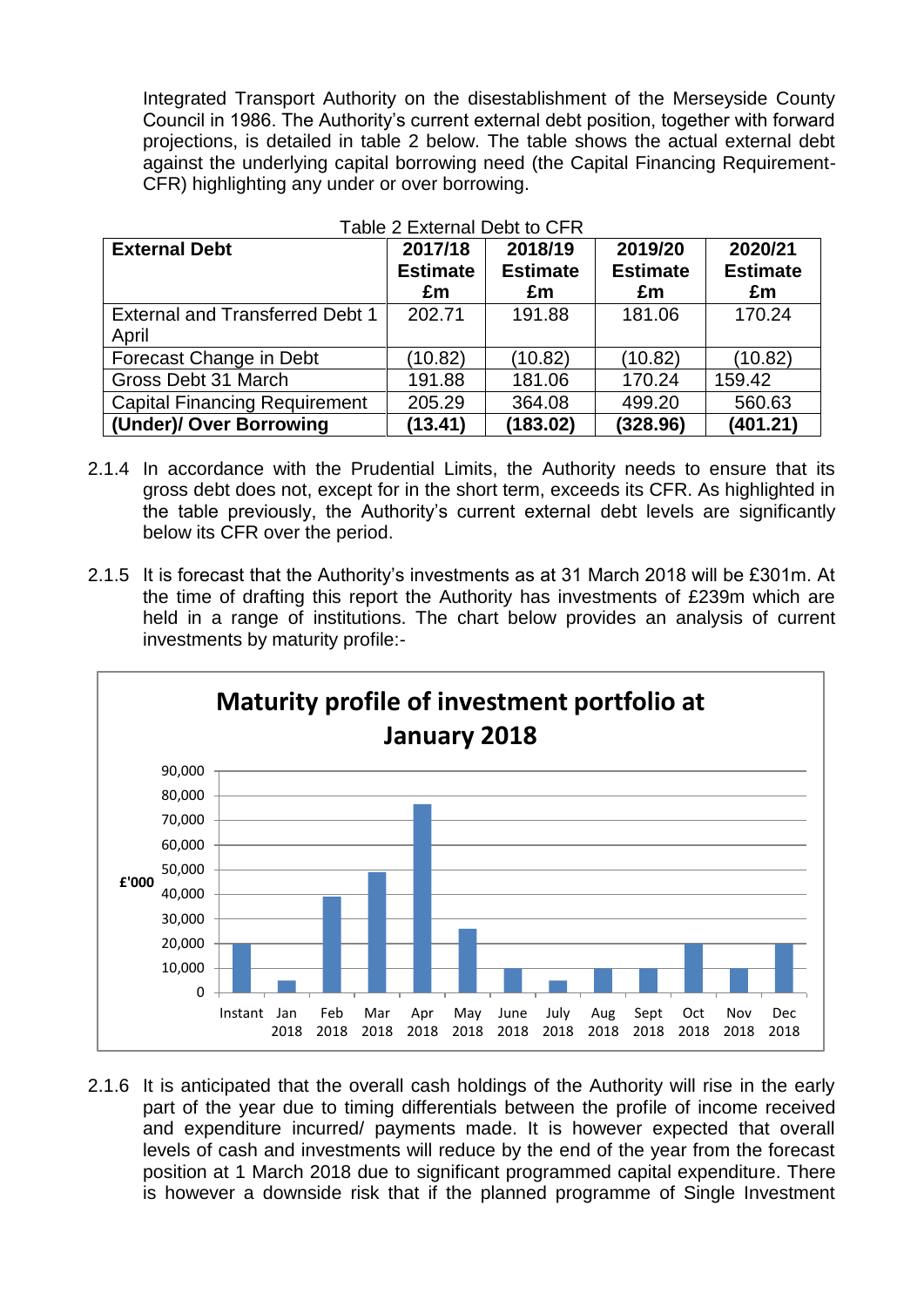Integrated Transport Authority on the disestablishment of the Merseyside County Council in 1986. The Authority's current external debt position, together with forward projections, is detailed in table 2 below. The table shows the actual external debt against the underlying capital borrowing need (the Capital Financing Requirement-CFR) highlighting any under or over borrowing.

Table 2 External Debt to CFR

| External Debt | 2017/18 Estimate £m | 2018/19 Estimate £m | 2019/20 Estimate £m | 2020/21 Estimate £m |
|---|---|---|---|---|
| External and Transferred Debt 1 April | 202.71 | 191.88 | 181.06 | 170.24 |
| Forecast Change in Debt | (10.82) | (10.82) | (10.82) | (10.82) |
| Gross Debt 31 March | 191.88 | 181.06 | 170.24 | 159.42 |
| Capital Financing Requirement | 205.29 | 364.08 | 499.20 | 560.63 |
| **(Under)/ Over Borrowing** | **(13.41)** | **(183.02)** | **(328.96)** | **(401.21)** |

2.1.4 In accordance with the Prudential Limits, the Authority needs to ensure that its gross debt does not, except for in the short term, exceeds its CFR. As highlighted in the table previously, the Authority's current external debt levels are significantly below its CFR over the period.

2.1.5 It is forecast that the Authority's investments as at 31 March 2018 will be £301m. At the time of drafting this report the Authority has investments of £239m which are held in a range of institutions. The chart below provides an analysis of current investments by maturity profile:-

**Maturity profile of investment portfolio at January 2018**

2.1.6 It is anticipated that the overall cash holdings of the Authority will rise in the early part of the year due to timing differentials between the profile of income received and expenditure incurred/ payments made. It is however expected that overall levels of cash and investments will reduce by the end of the year from the forecast position at 1 March 2018 due to significant programmed capital expenditure. There is however a downside risk that if the planned programme of Single Investment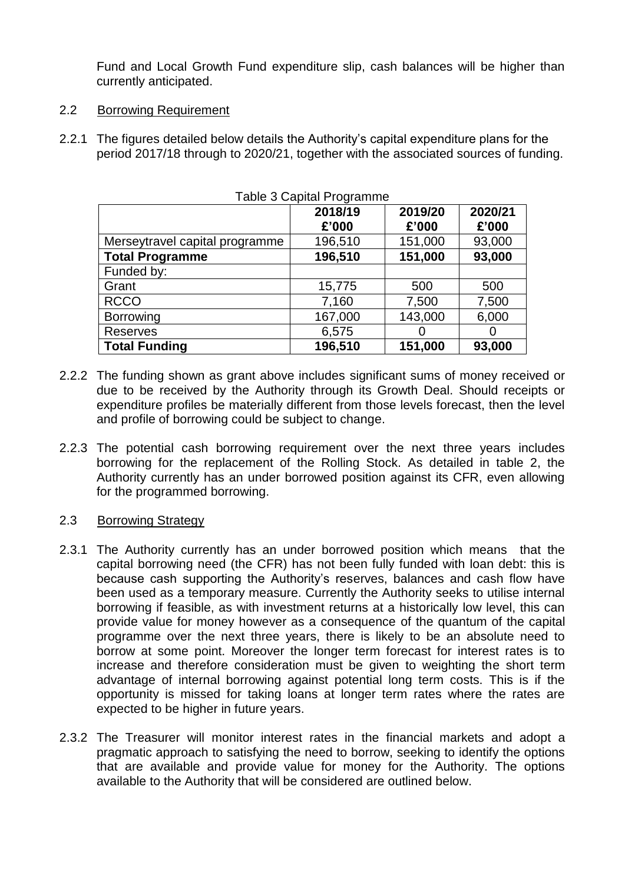Fund and Local Growth Fund expenditure slip, cash balances will be higher than currently anticipated.

2.2 Borrowing Requirement

2.2.1 The figures detailed below details the Authority's capital expenditure plans for the period 2017/18 through to 2020/21, together with the associated sources of funding.

Table 3 Capital Programme

| | 2018/19 £'000 | 2019/20 £'000 | 2020/21 £'000 |
|---|---|---|---|
| Merseytravel capital programme | 196,510 | 151,000 | 93,000 |
| **Total Programme** | **196,510** | **151,000** | **93,000** |
| Funded by: | | | |
| Grant | 15,775 | 500 | 500 |
| RCCO | 7,160 | 7,500 | 7,500 |
| Borrowing | 167,000 | 143,000 | 6,000 |
| Reserves | 6,575 | 0 | 0 |
| **Total Funding** | **196,510** | **151,000** | **93,000** |

2.2.2 The funding shown as grant above includes significant sums of money received or due to be received by the Authority through its Growth Deal. Should receipts or expenditure profiles be materially different from those levels forecast, then the level and profile of borrowing could be subject to change.

2.2.3 The potential cash borrowing requirement over the next three years includes borrowing for the replacement of the Rolling Stock. As detailed in table 2, the Authority currently has an under borrowed position against its CFR, even allowing for the programmed borrowing.

2.3 Borrowing Strategy

2.3.1 The Authority currently has an under borrowed position which means that the capital borrowing need (the CFR) has not been fully funded with loan debt: this is because cash supporting the Authority's reserves, balances and cash flow have been used as a temporary measure. Currently the Authority seeks to utilise internal borrowing if feasible, as with investment returns at a historically low level, this can provide value for money however as a consequence of the quantum of the capital programme over the next three years, there is likely to be an absolute need to borrow at some point. Moreover the longer term forecast for interest rates is to increase and therefore consideration must be given to weighting the short term advantage of internal borrowing against potential long term costs. This is if the opportunity is missed for taking loans at longer term rates where the rates are expected to be higher in future years.

2.3.2 The Treasurer will monitor interest rates in the financial markets and adopt a pragmatic approach to satisfying the need to borrow, seeking to identify the options that are available and provide value for money for the Authority. The options available to the Authority that will be considered are outlined below.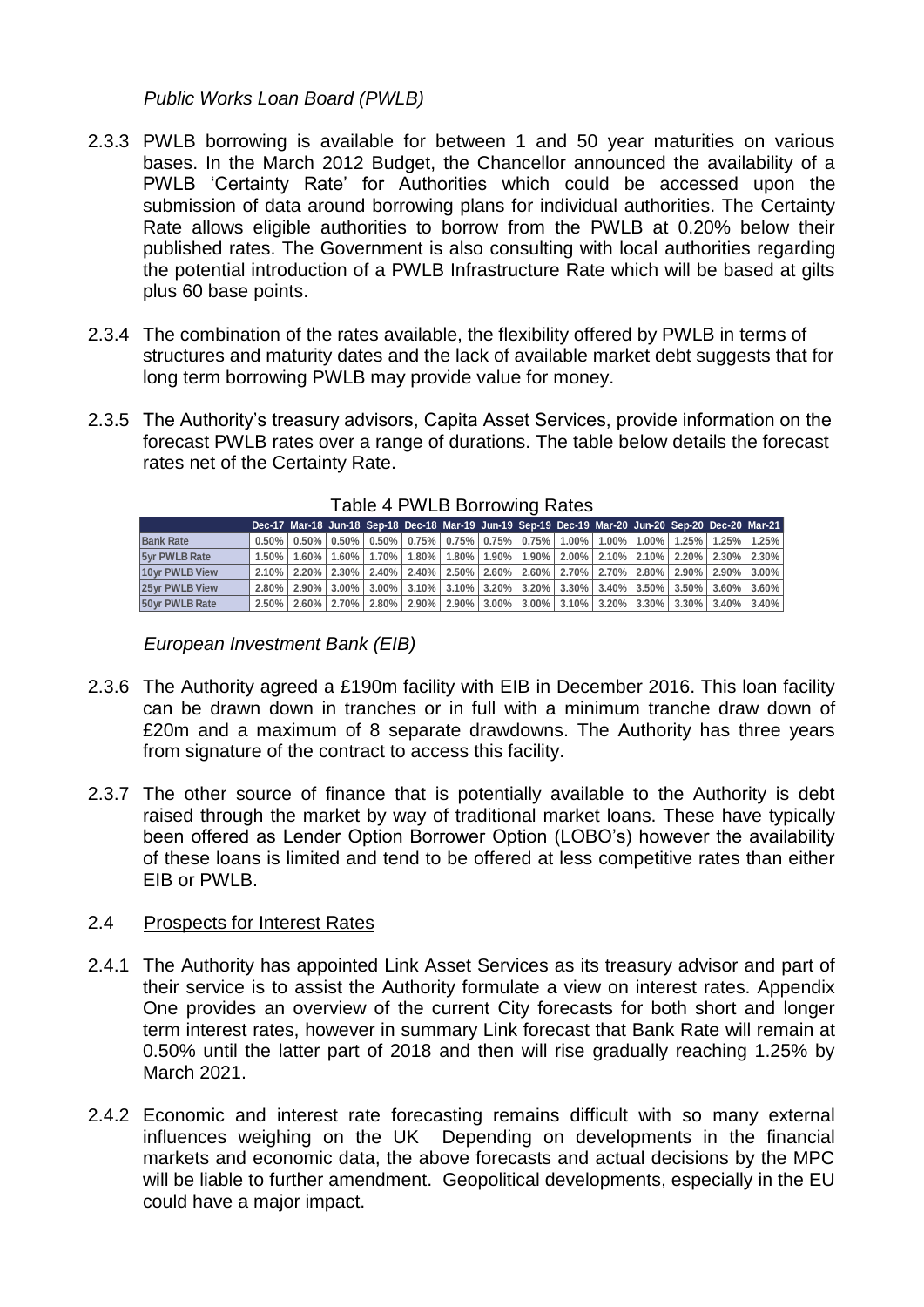*Public Works Loan Board (PWLB)*

2.3.3 PWLB borrowing is available for between 1 and 50 year maturities on various bases. In the March 2012 Budget, the Chancellor announced the availability of a PWLB 'Certainty Rate' for Authorities which could be accessed upon the submission of data around borrowing plans for individual authorities. The Certainty Rate allows eligible authorities to borrow from the PWLB at 0.20% below their published rates. The Government is also consulting with local authorities regarding the potential introduction of a PWLB Infrastructure Rate which will be based at gilts plus 60 base points.

2.3.4 The combination of the rates available, the flexibility offered by PWLB in terms of structures and maturity dates and the lack of available market debt suggests that for long term borrowing PWLB may provide value for money.

2.3.5 The Authority's treasury advisors, Capita Asset Services, provide information on the forecast PWLB rates over a range of durations. The table below details the forecast rates net of the Certainty Rate.

Table 4 PWLB Borrowing Rates

| | Dec-17 | Mar-18 | Jun-18 | Sep-18 | Dec-18 | Mar-19 | Jun-19 | Sep-19 | Dec-19 | Mar-20 | Jun-20 | Sep-20 | Dec-20 | Mar-21 |
|---|---|---|---|---|---|---|---|---|---|---|---|---|---|---|
| Bank Rate | 0.50% | 0.50% | 0.50% | 0.50% | 0.75% | 0.75% | 0.75% | 0.75% | 1.00% | 1.00% | 1.00% | 1.25% | 1.25% | 1.25% |
| 5yr PWLB Rate | 1.50% | 1.60% | 1.60% | 1.70% | 1.80% | 1.80% | 1.90% | 1.90% | 2.00% | 2.10% | 2.10% | 2.20% | 2.30% | 2.30% |
| 10yr PWLB View | 2.10% | 2.20% | 2.30% | 2.40% | 2.40% | 2.50% | 2.60% | 2.60% | 2.70% | 2.70% | 2.80% | 2.90% | 2.90% | 3.00% |
| 25yr PWLB View | 2.80% | 2.90% | 3.00% | 3.00% | 3.10% | 3.10% | 3.20% | 3.20% | 3.30% | 3.40% | 3.50% | 3.50% | 3.60% | 3.60% |
| 50yr PWLB Rate | 2.50% | 2.60% | 2.70% | 2.80% | 2.90% | 2.90% | 3.00% | 3.00% | 3.10% | 3.20% | 3.30% | 3.30% | 3.40% | 3.40% |

*European Investment Bank (EIB)*

2.3.6 The Authority agreed a £190m facility with EIB in December 2016. This loan facility can be drawn down in tranches or in full with a minimum tranche draw down of £20m and a maximum of 8 separate drawdowns. The Authority has three years from signature of the contract to access this facility.

2.3.7 The other source of finance that is potentially available to the Authority is debt raised through the market by way of traditional market loans. These have typically been offered as Lender Option Borrower Option (LOBO's) however the availability of these loans is limited and tend to be offered at less competitive rates than either EIB or PWLB.

## 2.4 Prospects for Interest Rates

2.4.1 The Authority has appointed Link Asset Services as its treasury advisor and part of their service is to assist the Authority formulate a view on interest rates. Appendix One provides an overview of the current City forecasts for both short and longer term interest rates, however in summary Link forecast that Bank Rate will remain at 0.50% until the latter part of 2018 and then will rise gradually reaching 1.25% by March 2021.

2.4.2 Economic and interest rate forecasting remains difficult with so many external influences weighing on the UK Depending on developments in the financial markets and economic data, the above forecasts and actual decisions by the MPC will be liable to further amendment. Geopolitical developments, especially in the EU could have a major impact.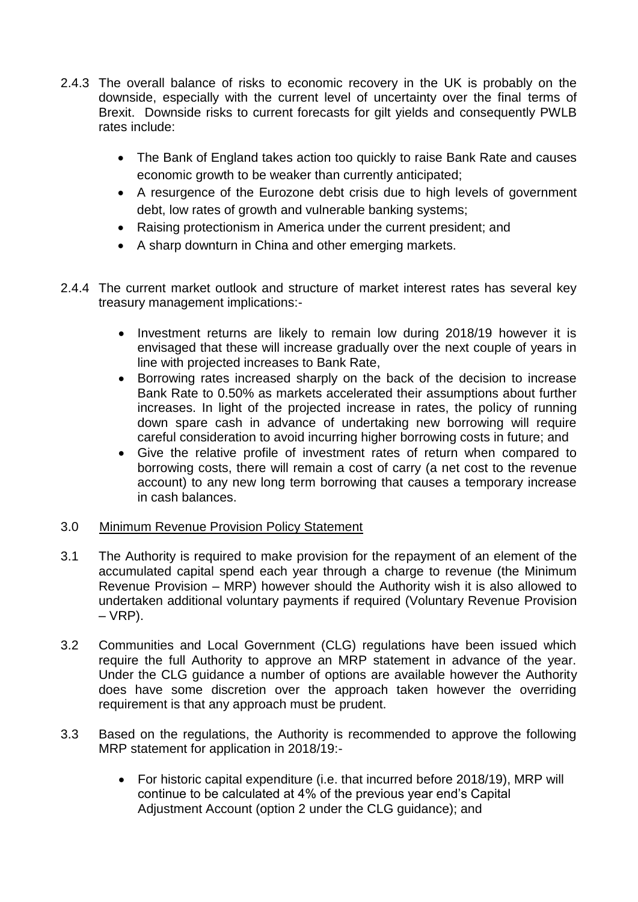2.4.3 The overall balance of risks to economic recovery in the UK is probably on the downside, especially with the current level of uncertainty over the final terms of Brexit. Downside risks to current forecasts for gilt yields and consequently PWLB rates include:

- The Bank of England takes action too quickly to raise Bank Rate and causes economic growth to be weaker than currently anticipated;
- A resurgence of the Eurozone debt crisis due to high levels of government debt, low rates of growth and vulnerable banking systems;
- Raising protectionism in America under the current president; and
- A sharp downturn in China and other emerging markets.

2.4.4 The current market outlook and structure of market interest rates has several key treasury management implications:-

- Investment returns are likely to remain low during 2018/19 however it is envisaged that these will increase gradually over the next couple of years in line with projected increases to Bank Rate,
- Borrowing rates increased sharply on the back of the decision to increase Bank Rate to 0.50% as markets accelerated their assumptions about further increases. In light of the projected increase in rates, the policy of running down spare cash in advance of undertaking new borrowing will require careful consideration to avoid incurring higher borrowing costs in future; and
- Give the relative profile of investment rates of return when compared to borrowing costs, there will remain a cost of carry (a net cost to the revenue account) to any new long term borrowing that causes a temporary increase in cash balances.

## 3.0 Minimum Revenue Provision Policy Statement

3.1 The Authority is required to make provision for the repayment of an element of the accumulated capital spend each year through a charge to revenue (the Minimum Revenue Provision – MRP) however should the Authority wish it is also allowed to undertaken additional voluntary payments if required (Voluntary Revenue Provision – VRP).

3.2 Communities and Local Government (CLG) regulations have been issued which require the full Authority to approve an MRP statement in advance of the year. Under the CLG guidance a number of options are available however the Authority does have some discretion over the approach taken however the overriding requirement is that any approach must be prudent.

3.3 Based on the regulations, the Authority is recommended to approve the following MRP statement for application in 2018/19:-

- For historic capital expenditure (i.e. that incurred before 2018/19), MRP will continue to be calculated at 4% of the previous year end's Capital Adjustment Account (option 2 under the CLG guidance); and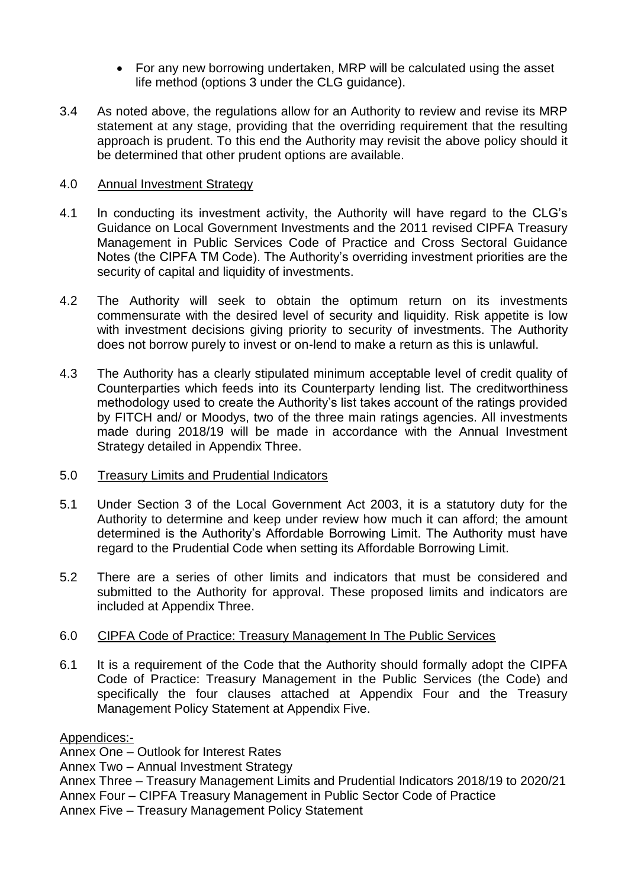- For any new borrowing undertaken, MRP will be calculated using the asset life method (options 3 under the CLG guidance).

3.4 As noted above, the regulations allow for an Authority to review and revise its MRP statement at any stage, providing that the overriding requirement that the resulting approach is prudent. To this end the Authority may revisit the above policy should it be determined that other prudent options are available.

4.0 Annual Investment Strategy

4.1 In conducting its investment activity, the Authority will have regard to the CLG's Guidance on Local Government Investments and the 2011 revised CIPFA Treasury Management in Public Services Code of Practice and Cross Sectoral Guidance Notes (the CIPFA TM Code). The Authority's overriding investment priorities are the security of capital and liquidity of investments.

4.2 The Authority will seek to obtain the optimum return on its investments commensurate with the desired level of security and liquidity. Risk appetite is low with investment decisions giving priority to security of investments. The Authority does not borrow purely to invest or on-lend to make a return as this is unlawful.

4.3 The Authority has a clearly stipulated minimum acceptable level of credit quality of Counterparties which feeds into its Counterparty lending list. The creditworthiness methodology used to create the Authority's list takes account of the ratings provided by FITCH and/ or Moodys, two of the three main ratings agencies. All investments made during 2018/19 will be made in accordance with the Annual Investment Strategy detailed in Appendix Three.

5.0 Treasury Limits and Prudential Indicators

5.1 Under Section 3 of the Local Government Act 2003, it is a statutory duty for the Authority to determine and keep under review how much it can afford; the amount determined is the Authority's Affordable Borrowing Limit. The Authority must have regard to the Prudential Code when setting its Affordable Borrowing Limit.

5.2 There are a series of other limits and indicators that must be considered and submitted to the Authority for approval. These proposed limits and indicators are included at Appendix Three.

6.0 CIPFA Code of Practice: Treasury Management In The Public Services

6.1 It is a requirement of the Code that the Authority should formally adopt the CIPFA Code of Practice: Treasury Management in the Public Services (the Code) and specifically the four clauses attached at Appendix Four and the Treasury Management Policy Statement at Appendix Five.

Appendices:-

Annex One – Outlook for Interest Rates
Annex Two – Annual Investment Strategy
Annex Three – Treasury Management Limits and Prudential Indicators 2018/19 to 2020/21
Annex Four – CIPFA Treasury Management in Public Sector Code of Practice
Annex Five – Treasury Management Policy Statement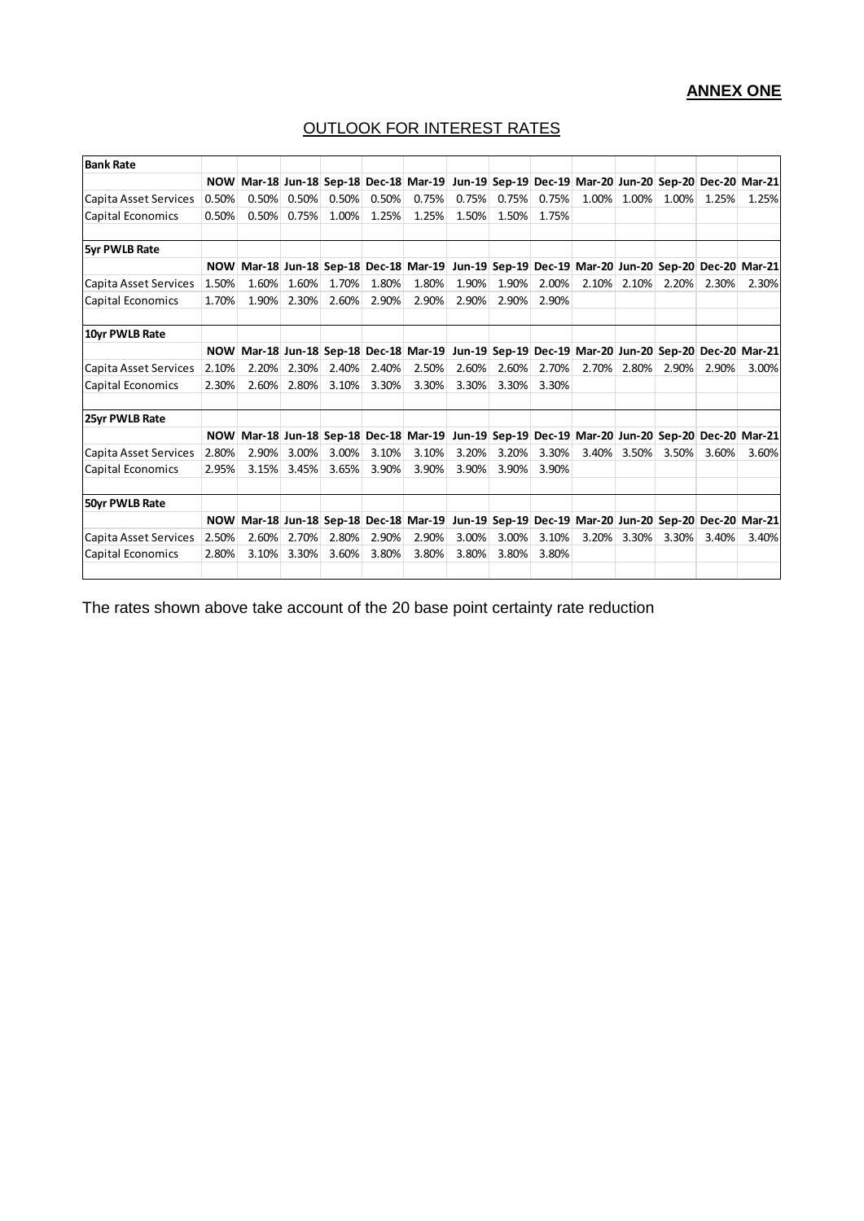**ANNEX ONE**

# OUTLOOK FOR INTEREST RATES

| Bank Rate | | | | | | | | | | | | | | |
|---|---|---|---|---|---|---|---|---|---|---|---|---|---|---|
| | NOW | Mar-18 | Jun-18 | Sep-18 | Dec-18 | Mar-19 | Jun-19 | Sep-19 | Dec-19 | Mar-20 | Jun-20 | Sep-20 | Dec-20 | Mar-21 |
| Capita Asset Services | 0.50% | 0.50% | 0.50% | 0.50% | 0.50% | 0.75% | 0.75% | 0.75% | 0.75% | 1.00% | 1.00% | 1.00% | 1.25% | 1.25% |
| Capital Economics | 0.50% | 0.50% | 0.75% | 1.00% | 1.25% | 1.25% | 1.50% | 1.50% | 1.75% | | | | | |
| | | | | | | | | | | | | | | |
| **5yr PWLB Rate** | | | | | | | | | | | | | | |
| | NOW | Mar-18 | Jun-18 | Sep-18 | Dec-18 | Mar-19 | Jun-19 | Sep-19 | Dec-19 | Mar-20 | Jun-20 | Sep-20 | Dec-20 | Mar-21 |
| Capita Asset Services | 1.50% | 1.60% | 1.60% | 1.70% | 1.80% | 1.80% | 1.90% | 1.90% | 2.00% | 2.10% | 2.10% | 2.20% | 2.30% | 2.30% |
| Capital Economics | 1.70% | 1.90% | 2.30% | 2.60% | 2.90% | 2.90% | 2.90% | 2.90% | 2.90% | | | | | |
| | | | | | | | | | | | | | | |
| **10yr PWLB Rate** | | | | | | | | | | | | | | |
| | NOW | Mar-18 | Jun-18 | Sep-18 | Dec-18 | Mar-19 | Jun-19 | Sep-19 | Dec-19 | Mar-20 | Jun-20 | Sep-20 | Dec-20 | Mar-21 |
| Capita Asset Services | 2.10% | 2.20% | 2.30% | 2.40% | 2.40% | 2.50% | 2.60% | 2.60% | 2.70% | 2.70% | 2.80% | 2.90% | 2.90% | 3.00% |
| Capital Economics | 2.30% | 2.60% | 2.80% | 3.10% | 3.30% | 3.30% | 3.30% | 3.30% | 3.30% | | | | | |
| | | | | | | | | | | | | | | |
| **25yr PWLB Rate** | | | | | | | | | | | | | | |
| | NOW | Mar-18 | Jun-18 | Sep-18 | Dec-18 | Mar-19 | Jun-19 | Sep-19 | Dec-19 | Mar-20 | Jun-20 | Sep-20 | Dec-20 | Mar-21 |
| Capita Asset Services | 2.80% | 2.90% | 3.00% | 3.00% | 3.10% | 3.10% | 3.20% | 3.20% | 3.30% | 3.40% | 3.50% | 3.50% | 3.60% | 3.60% |
| Capital Economics | 2.95% | 3.15% | 3.45% | 3.65% | 3.90% | 3.90% | 3.90% | 3.90% | 3.90% | | | | | |
| | | | | | | | | | | | | | | |
| **50yr PWLB Rate** | | | | | | | | | | | | | | |
| | NOW | Mar-18 | Jun-18 | Sep-18 | Dec-18 | Mar-19 | Jun-19 | Sep-19 | Dec-19 | Mar-20 | Jun-20 | Sep-20 | Dec-20 | Mar-21 |
| Capita Asset Services | 2.50% | 2.60% | 2.70% | 2.80% | 2.90% | 2.90% | 3.00% | 3.00% | 3.10% | 3.20% | 3.30% | 3.30% | 3.40% | 3.40% |
| Capital Economics | 2.80% | 3.10% | 3.30% | 3.60% | 3.80% | 3.80% | 3.80% | 3.80% | 3.80% | | | | | |

The rates shown above take account of the 20 base point certainty rate reduction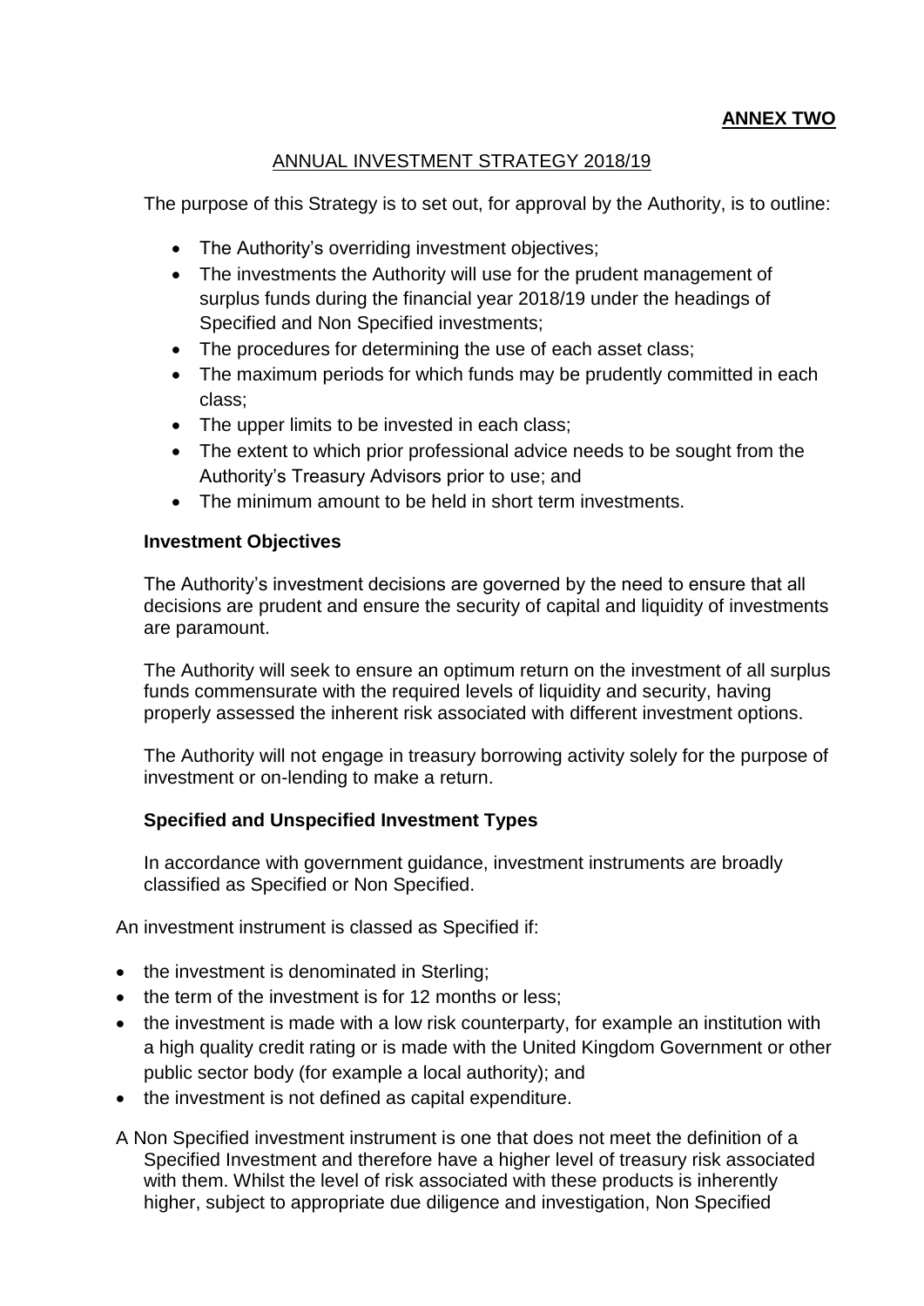**ANNEX TWO**

ANNUAL INVESTMENT STRATEGY 2018/19

The purpose of this Strategy is to set out, for approval by the Authority, is to outline:

- The Authority's overriding investment objectives;
- The investments the Authority will use for the prudent management of surplus funds during the financial year 2018/19 under the headings of Specified and Non Specified investments;
- The procedures for determining the use of each asset class;
- The maximum periods for which funds may be prudently committed in each class;
- The upper limits to be invested in each class;
- The extent to which prior professional advice needs to be sought from the Authority's Treasury Advisors prior to use; and
- The minimum amount to be held in short term investments.

**Investment Objectives**

The Authority's investment decisions are governed by the need to ensure that all decisions are prudent and ensure the security of capital and liquidity of investments are paramount.

The Authority will seek to ensure an optimum return on the investment of all surplus funds commensurate with the required levels of liquidity and security, having properly assessed the inherent risk associated with different investment options.

The Authority will not engage in treasury borrowing activity solely for the purpose of investment or on-lending to make a return.

**Specified and Unspecified Investment Types**

In accordance with government guidance, investment instruments are broadly classified as Specified or Non Specified.

An investment instrument is classed as Specified if:

- the investment is denominated in Sterling;
- the term of the investment is for 12 months or less;
- the investment is made with a low risk counterparty, for example an institution with a high quality credit rating or is made with the United Kingdom Government or other public sector body (for example a local authority); and
- the investment is not defined as capital expenditure.

A Non Specified investment instrument is one that does not meet the definition of a Specified Investment and therefore have a higher level of treasury risk associated with them. Whilst the level of risk associated with these products is inherently higher, subject to appropriate due diligence and investigation, Non Specified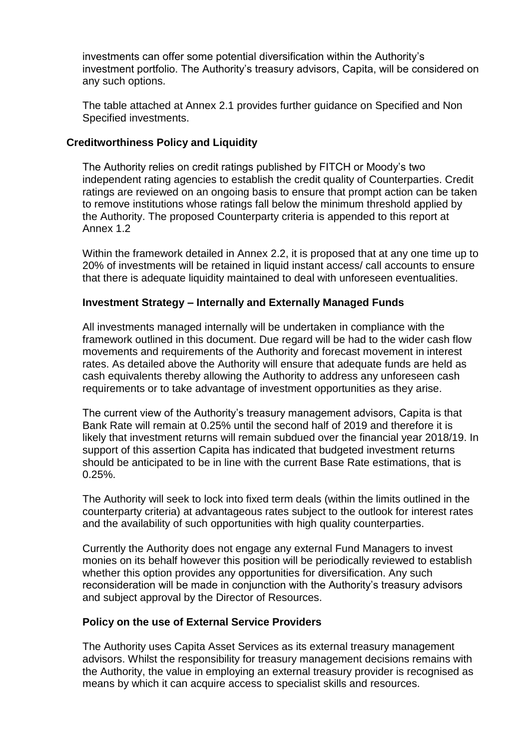investments can offer some potential diversification within the Authority's investment portfolio. The Authority's treasury advisors, Capita, will be considered on any such options.

The table attached at Annex 2.1 provides further guidance on Specified and Non Specified investments.

**Creditworthiness Policy and Liquidity**

The Authority relies on credit ratings published by FITCH or Moody's two independent rating agencies to establish the credit quality of Counterparties. Credit ratings are reviewed on an ongoing basis to ensure that prompt action can be taken to remove institutions whose ratings fall below the minimum threshold applied by the Authority. The proposed Counterparty criteria is appended to this report at Annex 1.2

Within the framework detailed in Annex 2.2, it is proposed that at any one time up to 20% of investments will be retained in liquid instant access/ call accounts to ensure that there is adequate liquidity maintained to deal with unforeseen eventualities.

**Investment Strategy – Internally and Externally Managed Funds**

All investments managed internally will be undertaken in compliance with the framework outlined in this document. Due regard will be had to the wider cash flow movements and requirements of the Authority and forecast movement in interest rates. As detailed above the Authority will ensure that adequate funds are held as cash equivalents thereby allowing the Authority to address any unforeseen cash requirements or to take advantage of investment opportunities as they arise.

The current view of the Authority's treasury management advisors, Capita is that Bank Rate will remain at 0.25% until the second half of 2019 and therefore it is likely that investment returns will remain subdued over the financial year 2018/19. In support of this assertion Capita has indicated that budgeted investment returns should be anticipated to be in line with the current Base Rate estimations, that is 0.25%.

The Authority will seek to lock into fixed term deals (within the limits outlined in the counterparty criteria) at advantageous rates subject to the outlook for interest rates and the availability of such opportunities with high quality counterparties.

Currently the Authority does not engage any external Fund Managers to invest monies on its behalf however this position will be periodically reviewed to establish whether this option provides any opportunities for diversification. Any such reconsideration will be made in conjunction with the Authority's treasury advisors and subject approval by the Director of Resources.

**Policy on the use of External Service Providers**

The Authority uses Capita Asset Services as its external treasury management advisors. Whilst the responsibility for treasury management decisions remains with the Authority, the value in employing an external treasury provider is recognised as means by which it can acquire access to specialist skills and resources.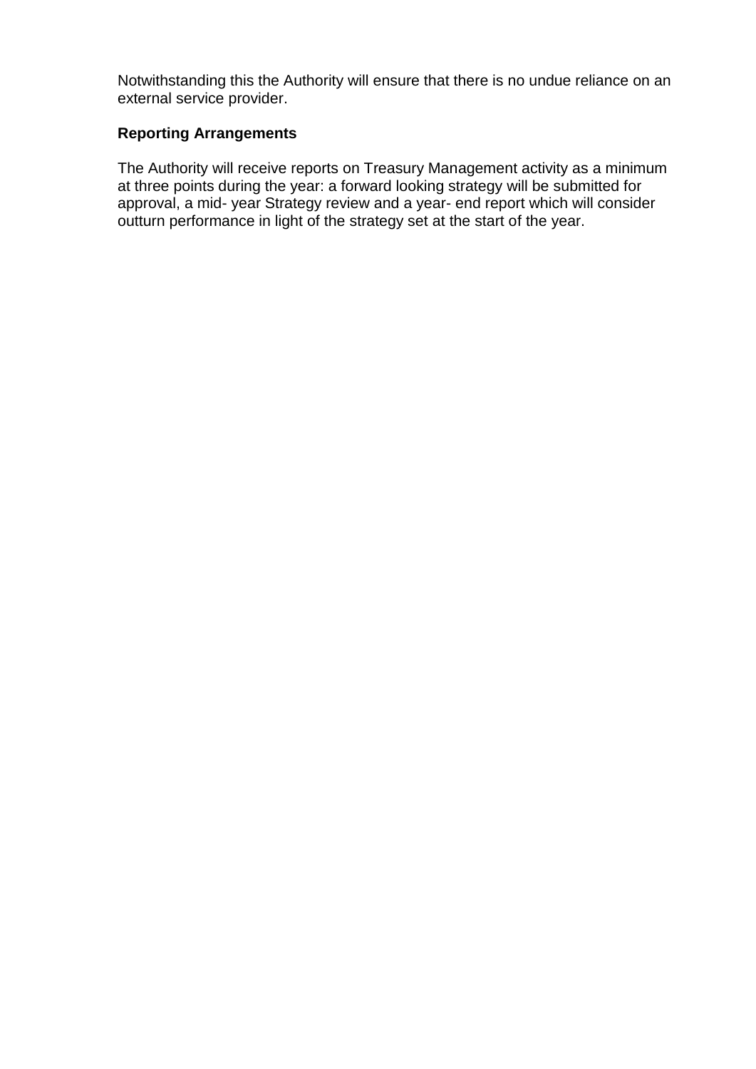Notwithstanding this the Authority will ensure that there is no undue reliance on an external service provider.

**Reporting Arrangements**

The Authority will receive reports on Treasury Management activity as a minimum at three points during the year: a forward looking strategy will be submitted for approval, a mid- year Strategy review and a year- end report which will consider outturn performance in light of the strategy set at the start of the year.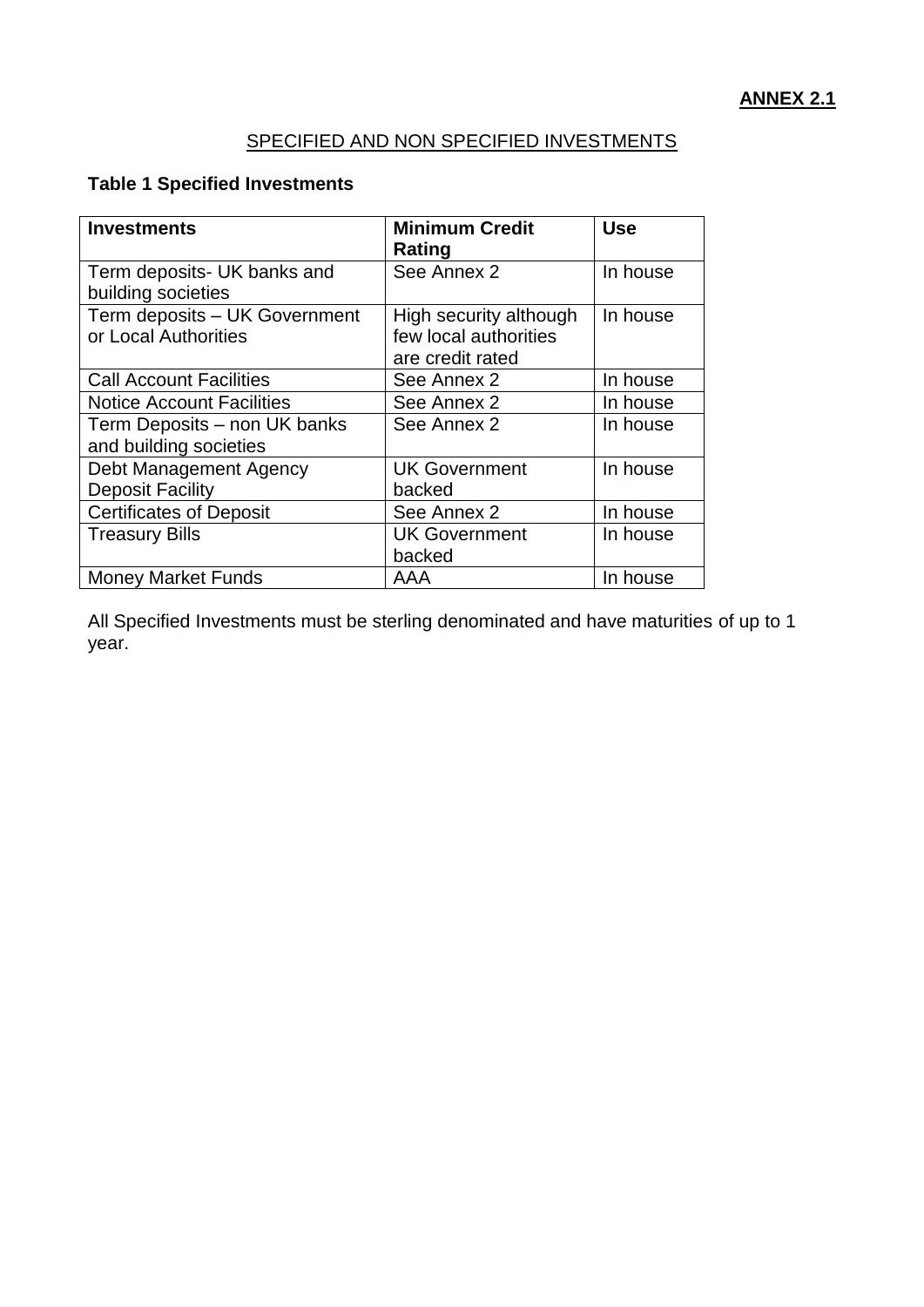**ANNEX 2.1**

SPECIFIED AND NON SPECIFIED INVESTMENTS

**Table 1 Specified Investments**

| **Investments** | **Minimum Credit Rating** | **Use** |
|---|---|---|
| Term deposits- UK banks and building societies | See Annex 2 | In house |
| Term deposits – UK Government or Local Authorities | High security although few local authorities are credit rated | In house |
| Call Account Facilities | See Annex 2 | In house |
| Notice Account Facilities | See Annex 2 | In house |
| Term Deposits – non UK banks and building societies | See Annex 2 | In house |
| Debt Management Agency Deposit Facility | UK Government backed | In house |
| Certificates of Deposit | See Annex 2 | In house |
| Treasury Bills | UK Government backed | In house |
| Money Market Funds | AAA | In house |

All Specified Investments must be sterling denominated and have maturities of up to 1 year.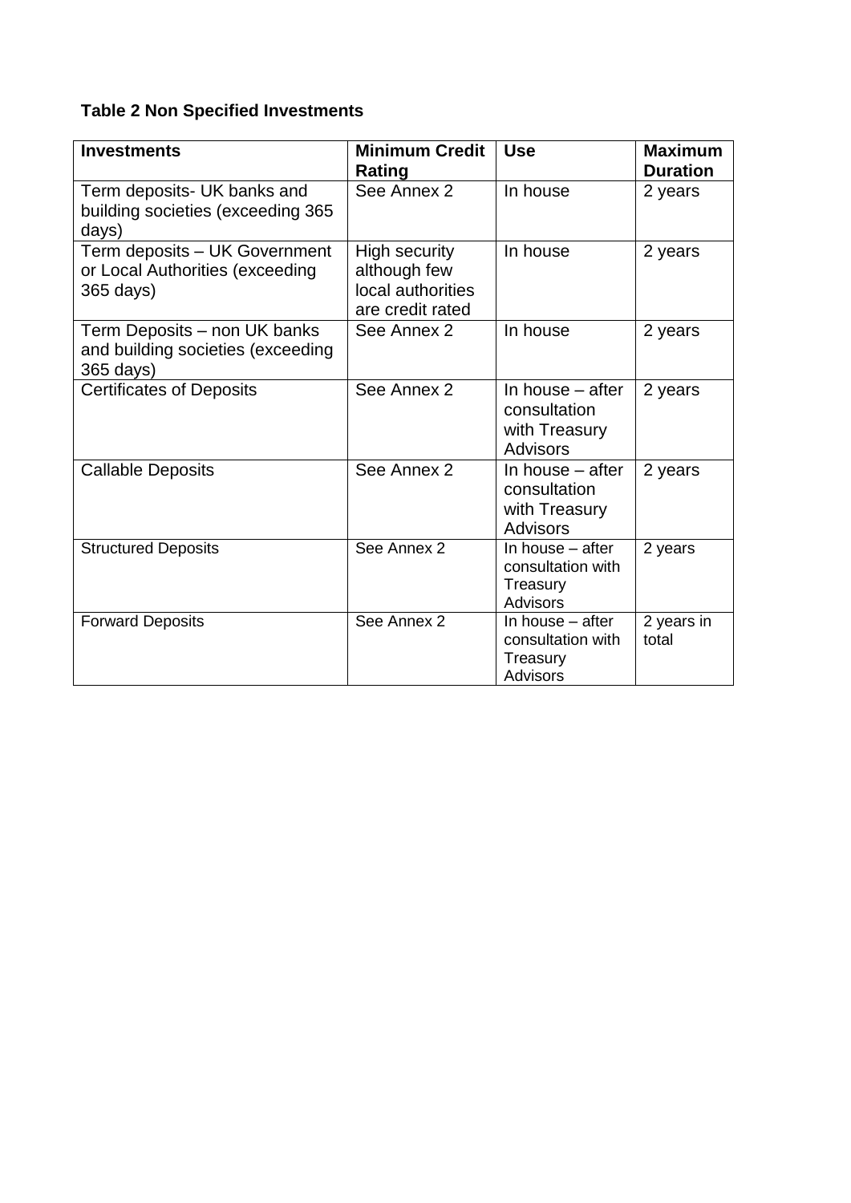**Table 2 Non Specified Investments**

| Investments | Minimum Credit Rating | Use | Maximum Duration |
|---|---|---|---|
| Term deposits- UK banks and building societies (exceeding 365 days) | See Annex 2 | In house | 2 years |
| Term deposits – UK Government or Local Authorities (exceeding 365 days) | High security although few local authorities are credit rated | In house | 2 years |
| Term Deposits – non UK banks and building societies (exceeding 365 days) | See Annex 2 | In house | 2 years |
| Certificates of Deposits | See Annex 2 | In house – after consultation with Treasury Advisors | 2 years |
| Callable Deposits | See Annex 2 | In house – after consultation with Treasury Advisors | 2 years |
| Structured Deposits | See Annex 2 | In house – after consultation with Treasury Advisors | 2 years |
| Forward Deposits | See Annex 2 | In house – after consultation with Treasury Advisors | 2 years in total |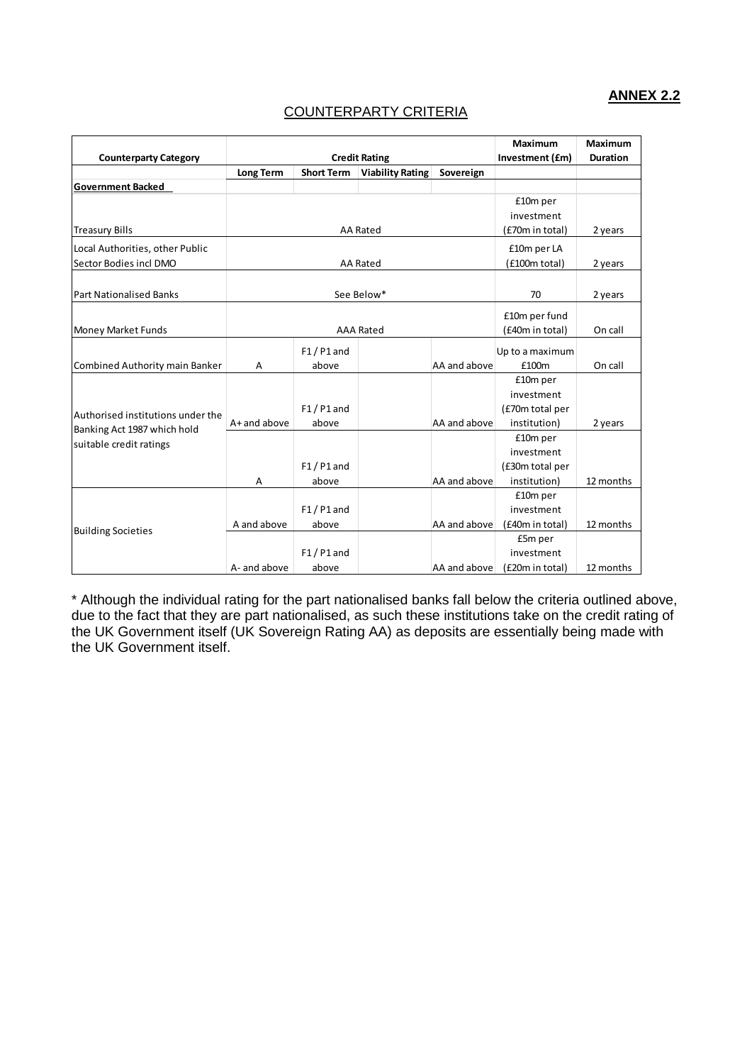**ANNEX 2.2**

## COUNTERPARTY CRITERIA

| Counterparty Category | Credit Rating | | | | Maximum Investment (£m) | Maximum Duration |
|---|---|---|---|---|---|---|
| | Long Term | Short Term | Viability Rating | Sovereign | | |
| **Government Backed** | | | | | | |
| Treasury Bills | AA Rated | | | | £10m per investment (£70m in total) | 2 years |
| Local Authorities, other Public Sector Bodies incl DMO | AA Rated | | | | £10m per LA (£100m total) | 2 years |
| Part Nationalised Banks | See Below* | | | | 70 | 2 years |
| Money Market Funds | AAA Rated | | | | £10m per fund (£40m in total) | On call |
| Combined Authority main Banker | A | F1 / P1 and above | | AA and above | Up to a maximum £100m | On call |
| Authorised institutions under the Banking Act 1987 which hold suitable credit ratings | A+ and above | F1 / P1 and above | | AA and above | £10m per investment (£70m total per institution) | 2 years |
| | A | F1 / P1 and above | | AA and above | £10m per investment (£30m total per institution) | 12 months |
| Building Societies | A and above | F1 / P1 and above | | AA and above | £10m per investment (£40m in total) | 12 months |
| | A- and above | F1 / P1 and above | | AA and above | £5m per investment (£20m in total) | 12 months |

* Although the individual rating for the part nationalised banks fall below the criteria outlined above, due to the fact that they are part nationalised, as such these institutions take on the credit rating of the UK Government itself (UK Sovereign Rating AA) as deposits are essentially being made with the UK Government itself.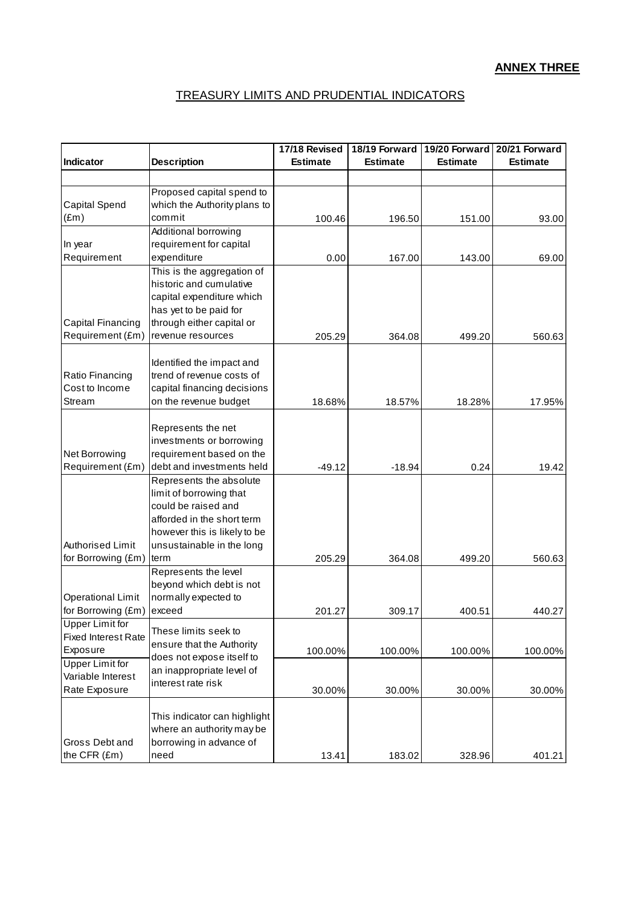**ANNEX THREE**

# TREASURY LIMITS AND PRUDENTIAL INDICATORS

| Indicator | Description | 17/18 Revised Estimate | 18/19 Forward Estimate | 19/20 Forward Estimate | 20/21 Forward Estimate |
|---|---|---|---|---|---|
| Capital Spend (£m) | Proposed capital spend to which the Authority plans to commit | 100.46 | 196.50 | 151.00 | 93.00 |
| In year Requirement | Additional borrowing requirement for capital expenditure | 0.00 | 167.00 | 143.00 | 69.00 |
| Capital Financing Requirement (£m) | This is the aggregation of historic and cumulative capital expenditure which has yet to be paid for through either capital or revenue resources | 205.29 | 364.08 | 499.20 | 560.63 |
| Ratio Financing Cost to Income Stream | Identified the impact and trend of revenue costs of capital financing decisions on the revenue budget | 18.68% | 18.57% | 18.28% | 17.95% |
| Net Borrowing Requirement (£m) | Represents the net investments or borrowing requirement based on the debt and investments held | -49.12 | -18.94 | 0.24 | 19.42 |
| Authorised Limit for Borrowing (£m) | Represents the absolute limit of borrowing that could be raised and afforded in the short term however this is likely to be unsustainable in the long term | 205.29 | 364.08 | 499.20 | 560.63 |
| Operational Limit for Borrowing (£m) | Represents the level beyond which debt is not normally expected to exceed | 201.27 | 309.17 | 400.51 | 440.27 |
| Upper Limit for Fixed Interest Rate Exposure | These limits seek to ensure that the Authority does not expose itself to an inappropriate level of interest rate risk | 100.00% | 100.00% | 100.00% | 100.00% |
| Upper Limit for Variable Interest Rate Exposure | | 30.00% | 30.00% | 30.00% | 30.00% |
| Gross Debt and the CFR (£m) | This indicator can highlight where an authority may be borrowing in advance of need | 13.41 | 183.02 | 328.96 | 401.21 |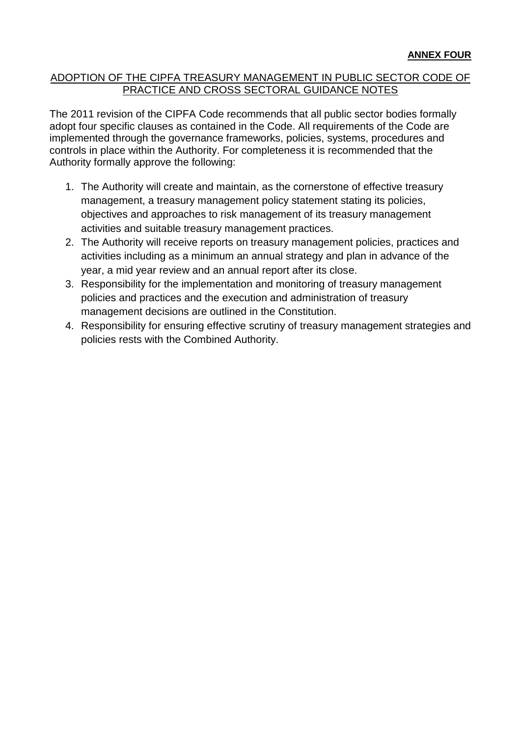**ANNEX FOUR**

## ADOPTION OF THE CIPFA TREASURY MANAGEMENT IN PUBLIC SECTOR CODE OF PRACTICE AND CROSS SECTORAL GUIDANCE NOTES

The 2011 revision of the CIPFA Code recommends that all public sector bodies formally adopt four specific clauses as contained in the Code. All requirements of the Code are implemented through the governance frameworks, policies, systems, procedures and controls in place within the Authority. For completeness it is recommended that the Authority formally approve the following:

1. The Authority will create and maintain, as the cornerstone of effective treasury management, a treasury management policy statement stating its policies, objectives and approaches to risk management of its treasury management activities and suitable treasury management practices.
2. The Authority will receive reports on treasury management policies, practices and activities including as a minimum an annual strategy and plan in advance of the year, a mid year review and an annual report after its close.
3. Responsibility for the implementation and monitoring of treasury management policies and practices and the execution and administration of treasury management decisions are outlined in the Constitution.
4. Responsibility for ensuring effective scrutiny of treasury management strategies and policies rests with the Combined Authority.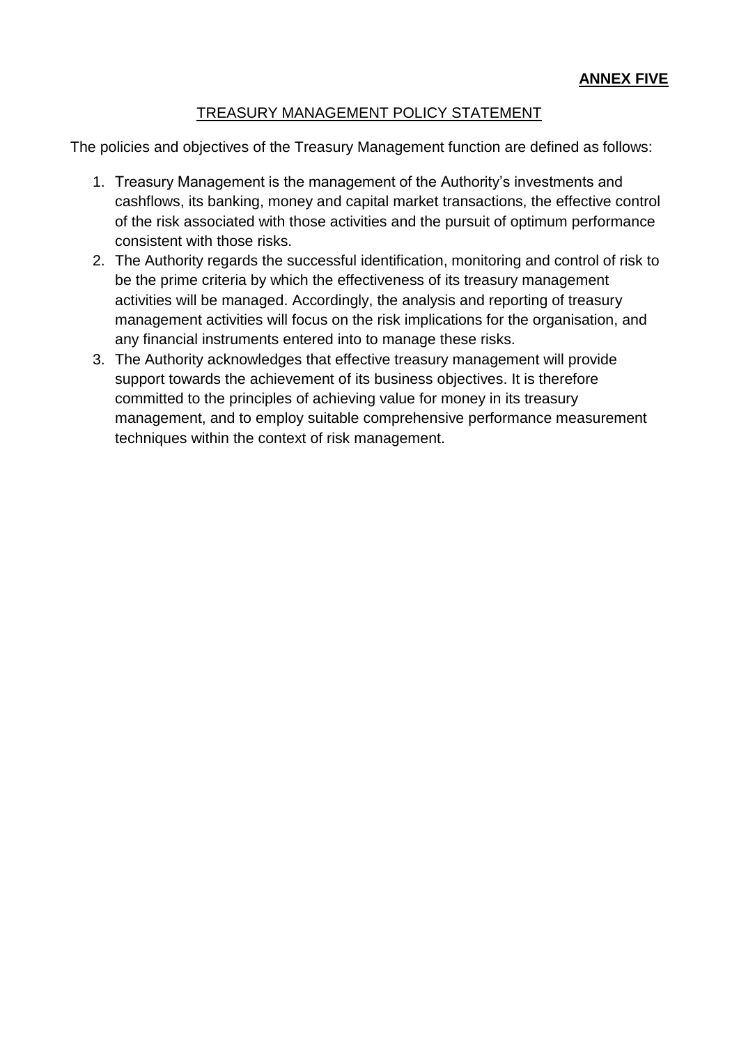**ANNEX FIVE**

## TREASURY MANAGEMENT POLICY STATEMENT

The policies and objectives of the Treasury Management function are defined as follows:

1. Treasury Management is the management of the Authority's investments and cashflows, its banking, money and capital market transactions, the effective control of the risk associated with those activities and the pursuit of optimum performance consistent with those risks.
2. The Authority regards the successful identification, monitoring and control of risk to be the prime criteria by which the effectiveness of its treasury management activities will be managed. Accordingly, the analysis and reporting of treasury management activities will focus on the risk implications for the organisation, and any financial instruments entered into to manage these risks.
3. The Authority acknowledges that effective treasury management will provide support towards the achievement of its business objectives. It is therefore committed to the principles of achieving value for money in its treasury management, and to employ suitable comprehensive performance measurement techniques within the context of risk management.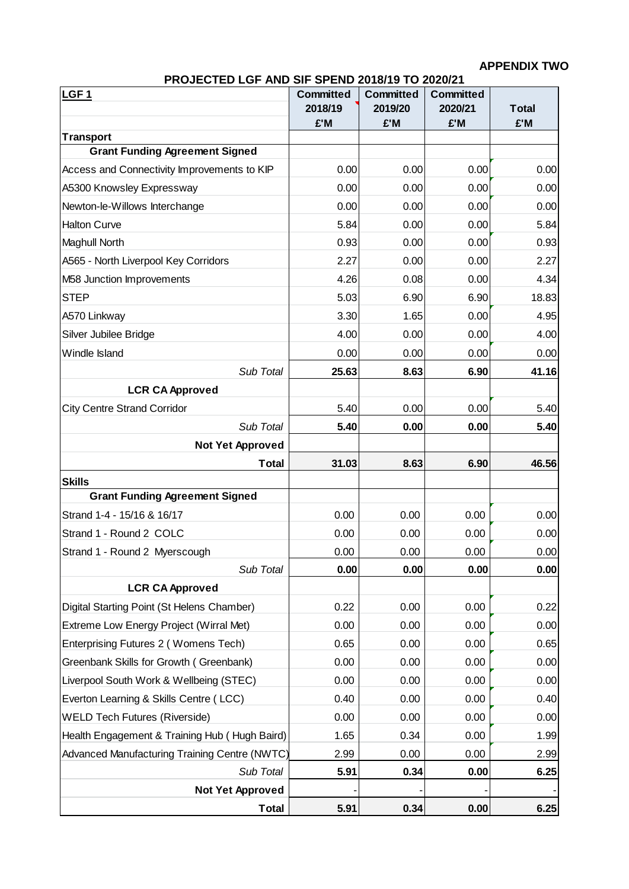**APPENDIX TWO**

## PROJECTED LGF AND SIF SPEND 2018/19 TO 2020/21

| LGF 1 | Committed 2018/19 £'M | Committed 2019/20 £'M | Committed 2020/21 £'M | Total £'M |
|---|---|---|---|---|
| **Transport** | | | | |
| **Grant Funding Agreement Signed** | | | | |
| Access and Connectivity Improvements to KIP | 0.00 | 0.00 | 0.00 | 0.00 |
| A5300 Knowsley Expressway | 0.00 | 0.00 | 0.00 | 0.00 |
| Newton-le-Willows Interchange | 0.00 | 0.00 | 0.00 | 0.00 |
| Halton Curve | 5.84 | 0.00 | 0.00 | 5.84 |
| Maghull North | 0.93 | 0.00 | 0.00 | 0.93 |
| A565 - North Liverpool Key Corridors | 2.27 | 0.00 | 0.00 | 2.27 |
| M58 Junction Improvements | 4.26 | 0.08 | 0.00 | 4.34 |
| STEP | 5.03 | 6.90 | 6.90 | 18.83 |
| A570 Linkway | 3.30 | 1.65 | 0.00 | 4.95 |
| Silver Jubilee Bridge | 4.00 | 0.00 | 0.00 | 4.00 |
| Windle Island | 0.00 | 0.00 | 0.00 | 0.00 |
| *Sub Total* | **25.63** | **8.63** | **6.90** | **41.16** |
| **LCR CA Approved** | | | | |
| City Centre Strand Corridor | 5.40 | 0.00 | 0.00 | 5.40 |
| *Sub Total* | **5.40** | **0.00** | **0.00** | **5.40** |
| **Not Yet Approved** | | | | |
| **Total** | **31.03** | **8.63** | **6.90** | **46.56** |
| **Skills** | | | | |
| **Grant Funding Agreement Signed** | | | | |
| Strand 1-4 - 15/16 & 16/17 | 0.00 | 0.00 | 0.00 | 0.00 |
| Strand 1 - Round 2 COLC | 0.00 | 0.00 | 0.00 | 0.00 |
| Strand 1 - Round 2 Myerscough | 0.00 | 0.00 | 0.00 | 0.00 |
| *Sub Total* | **0.00** | **0.00** | **0.00** | **0.00** |
| **LCR CA Approved** | | | | |
| Digital Starting Point (St Helens Chamber) | 0.22 | 0.00 | 0.00 | 0.22 |
| Extreme Low Energy Project (Wirral Met) | 0.00 | 0.00 | 0.00 | 0.00 |
| Enterprising Futures 2 ( Womens Tech) | 0.65 | 0.00 | 0.00 | 0.65 |
| Greenbank Skills for Growth ( Greenbank) | 0.00 | 0.00 | 0.00 | 0.00 |
| Liverpool South Work & Wellbeing (STEC) | 0.00 | 0.00 | 0.00 | 0.00 |
| Everton Learning & Skills Centre ( LCC) | 0.40 | 0.00 | 0.00 | 0.40 |
| WELD Tech Futures (Riverside) | 0.00 | 0.00 | 0.00 | 0.00 |
| Health Engagement & Training Hub ( Hugh Baird) | 1.65 | 0.34 | 0.00 | 1.99 |
| Advanced Manufacturing Training Centre (NWTC) | 2.99 | 0.00 | 0.00 | 2.99 |
| *Sub Total* | **5.91** | **0.34** | **0.00** | **6.25** |
| **Not Yet Approved** | - | - | - | - |
| **Total** | **5.91** | **0.34** | **0.00** | **6.25** |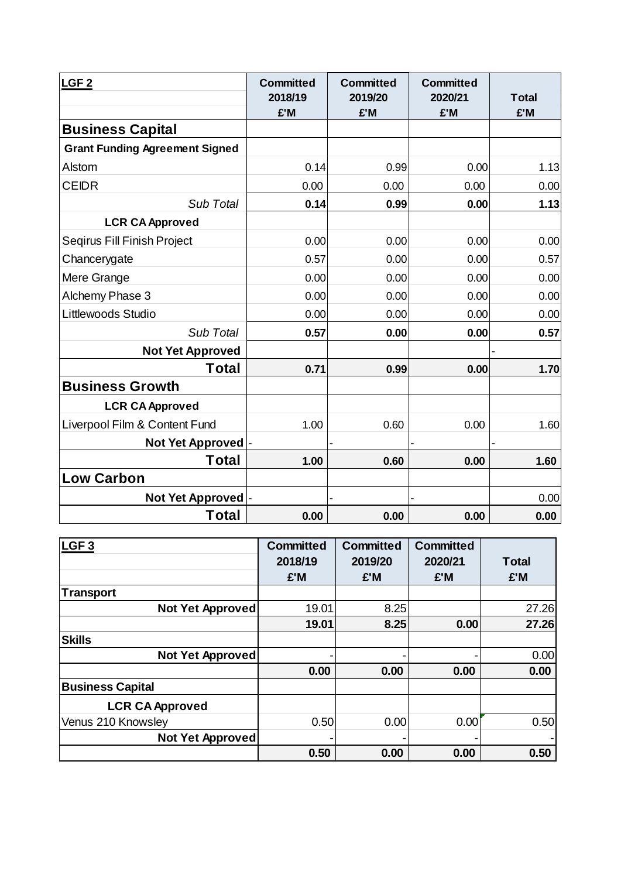| LGF 2 | Committed 2018/19 £'M | Committed 2019/20 £'M | Committed 2020/21 £'M | Total £'M |
|---|---|---|---|---|
| **Business Capital** | | | | |
| **Grant Funding Agreement Signed** | | | | |
| Alstom | 0.14 | 0.99 | 0.00 | 1.13 |
| CEIDR | 0.00 | 0.00 | 0.00 | 0.00 |
| *Sub Total* | **0.14** | **0.99** | **0.00** | **1.13** |
| **LCR CA Approved** | | | | |
| Seqirus Fill Finish Project | 0.00 | 0.00 | 0.00 | 0.00 |
| Chancerygate | 0.57 | 0.00 | 0.00 | 0.57 |
| Mere Grange | 0.00 | 0.00 | 0.00 | 0.00 |
| Alchemy Phase 3 | 0.00 | 0.00 | 0.00 | 0.00 |
| Littlewoods Studio | 0.00 | 0.00 | 0.00 | 0.00 |
| *Sub Total* | **0.57** | **0.00** | **0.00** | **0.57** |
| **Not Yet Approved** | | | | - |
| **Total** | **0.71** | **0.99** | **0.00** | **1.70** |
| **Business Growth** | | | | |
| **LCR CA Approved** | | | | |
| Liverpool Film & Content Fund | 1.00 | 0.60 | 0.00 | 1.60 |
| **Not Yet Approved** | - | - | - | - |
| **Total** | **1.00** | **0.60** | **0.00** | **1.60** |
| **Low Carbon** | | | | |
| **Not Yet Approved** | - | - | - | 0.00 |
| **Total** | **0.00** | **0.00** | **0.00** | **0.00** |

| LGF 3 | Committed 2018/19 £'M | Committed 2019/20 £'M | Committed 2020/21 £'M | Total £'M |
|---|---|---|---|---|
| **Transport** | | | | |
| **Not Yet Approved** | 19.01 | 8.25 | | 27.26 |
| | **19.01** | **8.25** | **0.00** | **27.26** |
| **Skills** | | | | |
| **Not Yet Approved** | - | - | - | 0.00 |
| | **0.00** | **0.00** | **0.00** | **0.00** |
| **Business Capital** | | | | |
| **LCR CA Approved** | | | | |
| Venus 210 Knowsley | 0.50 | 0.00 | 0.00 | 0.50 |
| **Not Yet Approved** | - | - | - | - |
| | **0.50** | **0.00** | **0.00** | **0.50** |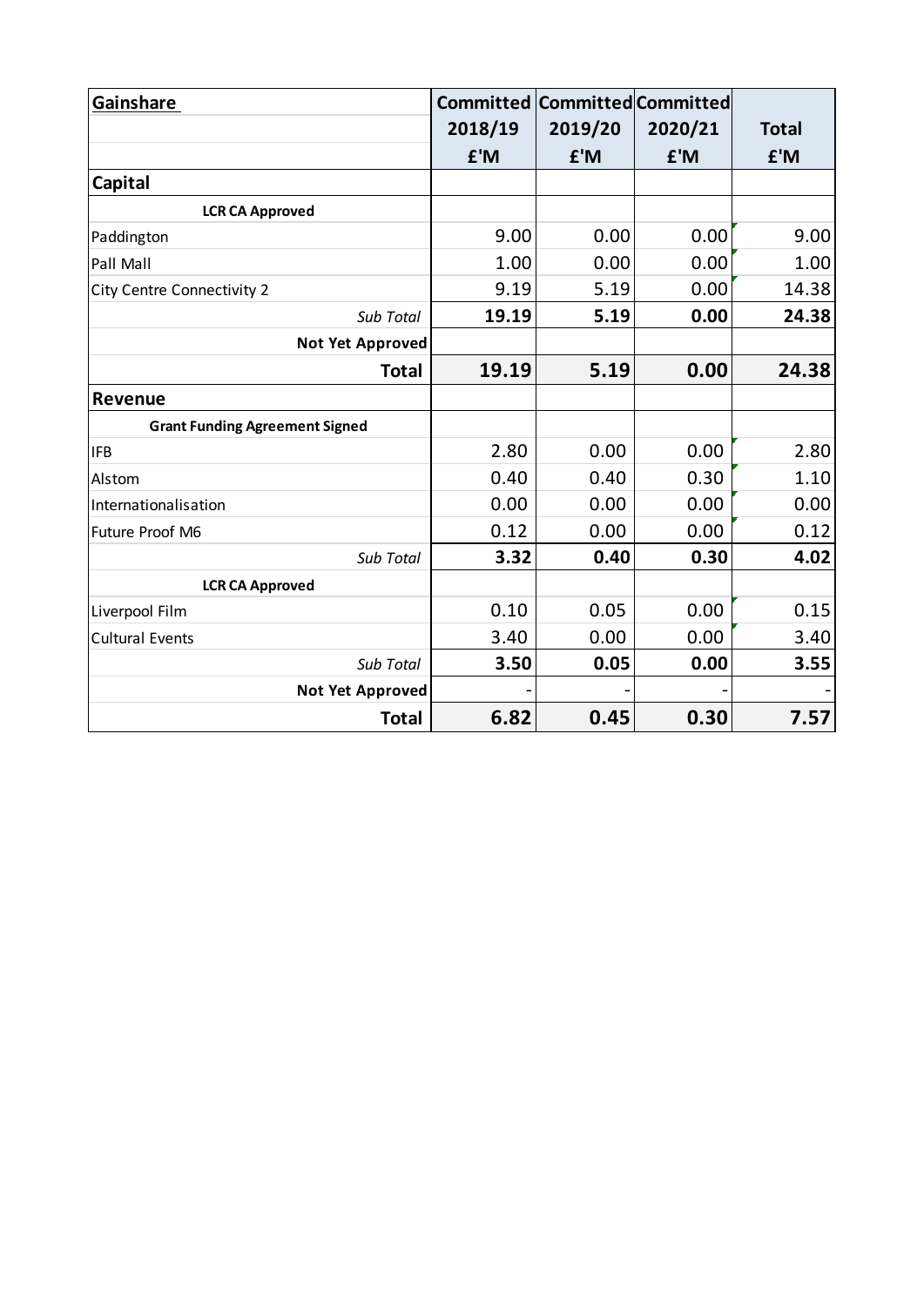| Gainshare | Committed 2018/19 £'M | Committed 2019/20 £'M | Committed 2020/21 £'M | Total £'M |
|---|---|---|---|---|
| **Capital** | | | | |
| **LCR CA Approved** | | | | |
| Paddington | 9.00 | 0.00 | 0.00 | 9.00 |
| Pall Mall | 1.00 | 0.00 | 0.00 | 1.00 |
| City Centre Connectivity 2 | 9.19 | 5.19 | 0.00 | 14.38 |
| *Sub Total* | **19.19** | **5.19** | **0.00** | **24.38** |
| **Not Yet Approved** | | | | |
| **Total** | **19.19** | **5.19** | **0.00** | **24.38** |
| **Revenue** | | | | |
| **Grant Funding Agreement Signed** | | | | |
| IFB | 2.80 | 0.00 | 0.00 | 2.80 |
| Alstom | 0.40 | 0.40 | 0.30 | 1.10 |
| Internationalisation | 0.00 | 0.00 | 0.00 | 0.00 |
| Future Proof M6 | 0.12 | 0.00 | 0.00 | 0.12 |
| *Sub Total* | **3.32** | **0.40** | **0.30** | **4.02** |
| **LCR CA Approved** | | | | |
| Liverpool Film | 0.10 | 0.05 | 0.00 | 0.15 |
| Cultural Events | 3.40 | 0.00 | 0.00 | 3.40 |
| *Sub Total* | **3.50** | **0.05** | **0.00** | **3.55** |
| **Not Yet Approved** | - | - | - | - |
| **Total** | **6.82** | **0.45** | **0.30** | **7.57** |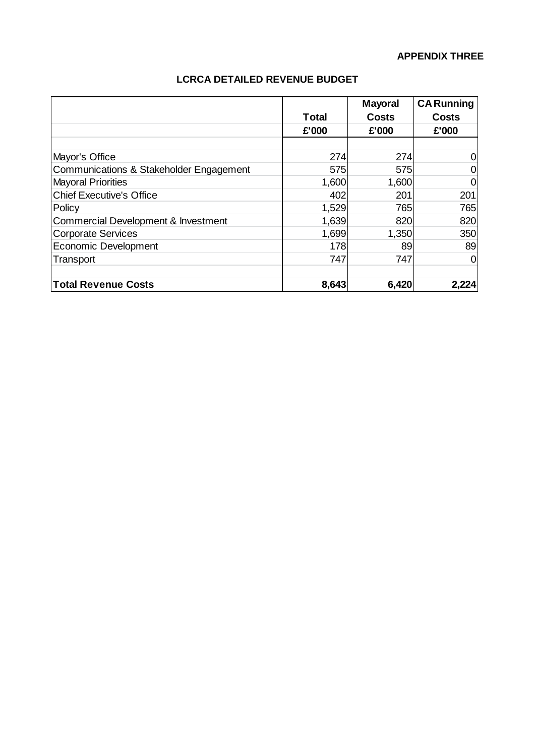**APPENDIX THREE**

## LCRCA DETAILED REVENUE BUDGET

| | Total £'000 | Mayoral Costs £'000 | CA Running Costs £'000 |
|---|---|---|---|
| Mayor's Office | 274 | 274 | 0 |
| Communications & Stakeholder Engagement | 575 | 575 | 0 |
| Mayoral Priorities | 1,600 | 1,600 | 0 |
| Chief Executive's Office | 402 | 201 | 201 |
| Policy | 1,529 | 765 | 765 |
| Commercial Development & Investment | 1,639 | 820 | 820 |
| Corporate Services | 1,699 | 1,350 | 350 |
| Economic Development | 178 | 89 | 89 |
| Transport | 747 | 747 | 0 |
| **Total Revenue Costs** | **8,643** | **6,420** | **2,224** |